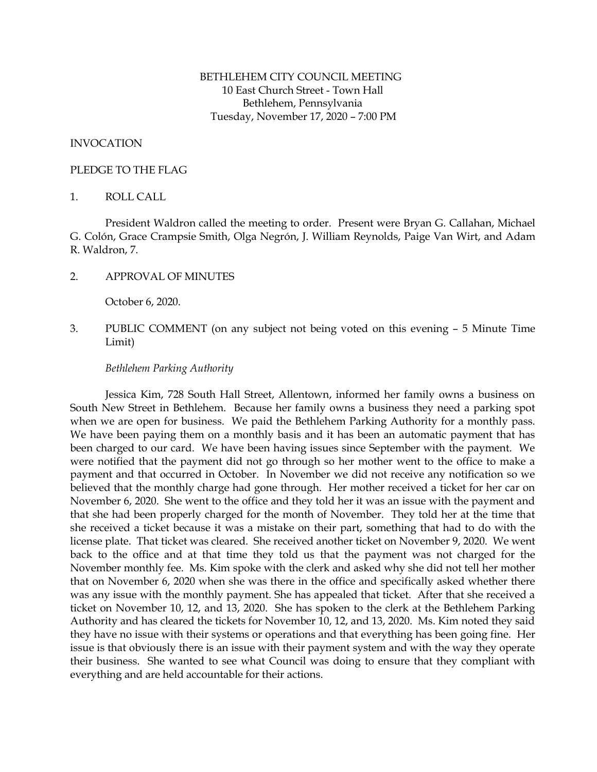BETHLEHEM CITY COUNCIL MEETING
10 East Church Street - Town Hall
Bethlehem, Pennsylvania
Tuesday, November 17, 2020 – 7:00 PM

INVOCATION

PLEDGE TO THE FLAG

1. ROLL CALL

President Waldron called the meeting to order. Present were Bryan G. Callahan, Michael G. Colón, Grace Crampsie Smith, Olga Negrón, J. William Reynolds, Paige Van Wirt, and Adam R. Waldron, 7.

2. APPROVAL OF MINUTES

October 6, 2020.

3. PUBLIC COMMENT (on any subject not being voted on this evening – 5 Minute Time Limit)

*Bethlehem Parking Authority*

Jessica Kim, 728 South Hall Street, Allentown, informed her family owns a business on South New Street in Bethlehem. Because her family owns a business they need a parking spot when we are open for business. We paid the Bethlehem Parking Authority for a monthly pass. We have been paying them on a monthly basis and it has been an automatic payment that has been charged to our card. We have been having issues since September with the payment. We were notified that the payment did not go through so her mother went to the office to make a payment and that occurred in October. In November we did not receive any notification so we believed that the monthly charge had gone through. Her mother received a ticket for her car on November 6, 2020. She went to the office and they told her it was an issue with the payment and that she had been properly charged for the month of November. They told her at the time that she received a ticket because it was a mistake on their part, something that had to do with the license plate. That ticket was cleared. She received another ticket on November 9, 2020. We went back to the office and at that time they told us that the payment was not charged for the November monthly fee. Ms. Kim spoke with the clerk and asked why she did not tell her mother that on November 6, 2020 when she was there in the office and specifically asked whether there was any issue with the monthly payment. She has appealed that ticket. After that she received a ticket on November 10, 12, and 13, 2020. She has spoken to the clerk at the Bethlehem Parking Authority and has cleared the tickets for November 10, 12, and 13, 2020. Ms. Kim noted they said they have no issue with their systems or operations and that everything has been going fine. Her issue is that obviously there is an issue with their payment system and with the way they operate their business. She wanted to see what Council was doing to ensure that they compliant with everything and are held accountable for their actions.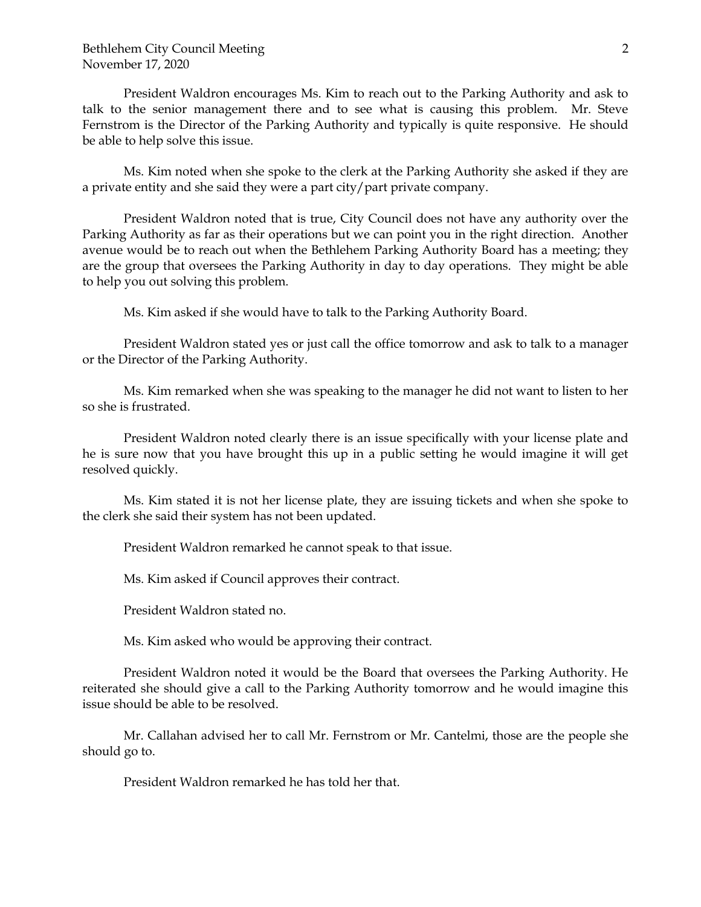President Waldron encourages Ms. Kim to reach out to the Parking Authority and ask to talk to the senior management there and to see what is causing this problem. Mr. Steve Fernstrom is the Director of the Parking Authority and typically is quite responsive. He should be able to help solve this issue.

Ms. Kim noted when she spoke to the clerk at the Parking Authority she asked if they are a private entity and she said they were a part city/part private company.

President Waldron noted that is true, City Council does not have any authority over the Parking Authority as far as their operations but we can point you in the right direction. Another avenue would be to reach out when the Bethlehem Parking Authority Board has a meeting; they are the group that oversees the Parking Authority in day to day operations. They might be able to help you out solving this problem.

Ms. Kim asked if she would have to talk to the Parking Authority Board.

President Waldron stated yes or just call the office tomorrow and ask to talk to a manager or the Director of the Parking Authority.

Ms. Kim remarked when she was speaking to the manager he did not want to listen to her so she is frustrated.

President Waldron noted clearly there is an issue specifically with your license plate and he is sure now that you have brought this up in a public setting he would imagine it will get resolved quickly.

Ms. Kim stated it is not her license plate, they are issuing tickets and when she spoke to the clerk she said their system has not been updated.

President Waldron remarked he cannot speak to that issue.

Ms. Kim asked if Council approves their contract.

President Waldron stated no.

Ms. Kim asked who would be approving their contract.

President Waldron noted it would be the Board that oversees the Parking Authority. He reiterated she should give a call to the Parking Authority tomorrow and he would imagine this issue should be able to be resolved.

Mr. Callahan advised her to call Mr. Fernstrom or Mr. Cantelmi, those are the people she should go to.

President Waldron remarked he has told her that.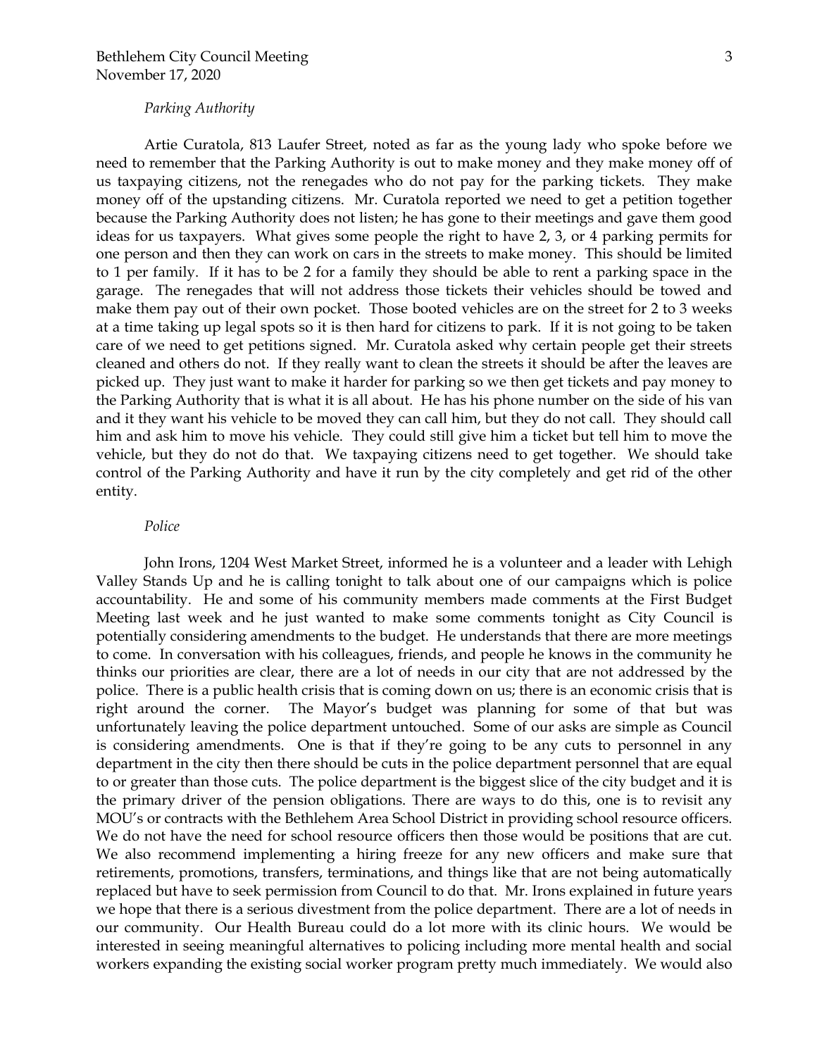*Parking Authority*

Artie Curatola, 813 Laufer Street, noted as far as the young lady who spoke before we need to remember that the Parking Authority is out to make money and they make money off of us taxpaying citizens, not the renegades who do not pay for the parking tickets. They make money off of the upstanding citizens. Mr. Curatola reported we need to get a petition together because the Parking Authority does not listen; he has gone to their meetings and gave them good ideas for us taxpayers. What gives some people the right to have 2, 3, or 4 parking permits for one person and then they can work on cars in the streets to make money. This should be limited to 1 per family. If it has to be 2 for a family they should be able to rent a parking space in the garage. The renegades that will not address those tickets their vehicles should be towed and make them pay out of their own pocket. Those booted vehicles are on the street for 2 to 3 weeks at a time taking up legal spots so it is then hard for citizens to park. If it is not going to be taken care of we need to get petitions signed. Mr. Curatola asked why certain people get their streets cleaned and others do not. If they really want to clean the streets it should be after the leaves are picked up. They just want to make it harder for parking so we then get tickets and pay money to the Parking Authority that is what it is all about. He has his phone number on the side of his van and it they want his vehicle to be moved they can call him, but they do not call. They should call him and ask him to move his vehicle. They could still give him a ticket but tell him to move the vehicle, but they do not do that. We taxpaying citizens need to get together. We should take control of the Parking Authority and have it run by the city completely and get rid of the other entity.

*Police*

John Irons, 1204 West Market Street, informed he is a volunteer and a leader with Lehigh Valley Stands Up and he is calling tonight to talk about one of our campaigns which is police accountability. He and some of his community members made comments at the First Budget Meeting last week and he just wanted to make some comments tonight as City Council is potentially considering amendments to the budget. He understands that there are more meetings to come. In conversation with his colleagues, friends, and people he knows in the community he thinks our priorities are clear, there are a lot of needs in our city that are not addressed by the police. There is a public health crisis that is coming down on us; there is an economic crisis that is right around the corner. The Mayor's budget was planning for some of that but was unfortunately leaving the police department untouched. Some of our asks are simple as Council is considering amendments. One is that if they're going to be any cuts to personnel in any department in the city then there should be cuts in the police department personnel that are equal to or greater than those cuts. The police department is the biggest slice of the city budget and it is the primary driver of the pension obligations. There are ways to do this, one is to revisit any MOU's or contracts with the Bethlehem Area School District in providing school resource officers. We do not have the need for school resource officers then those would be positions that are cut. We also recommend implementing a hiring freeze for any new officers and make sure that retirements, promotions, transfers, terminations, and things like that are not being automatically replaced but have to seek permission from Council to do that. Mr. Irons explained in future years we hope that there is a serious divestment from the police department. There are a lot of needs in our community. Our Health Bureau could do a lot more with its clinic hours. We would be interested in seeing meaningful alternatives to policing including more mental health and social workers expanding the existing social worker program pretty much immediately. We would also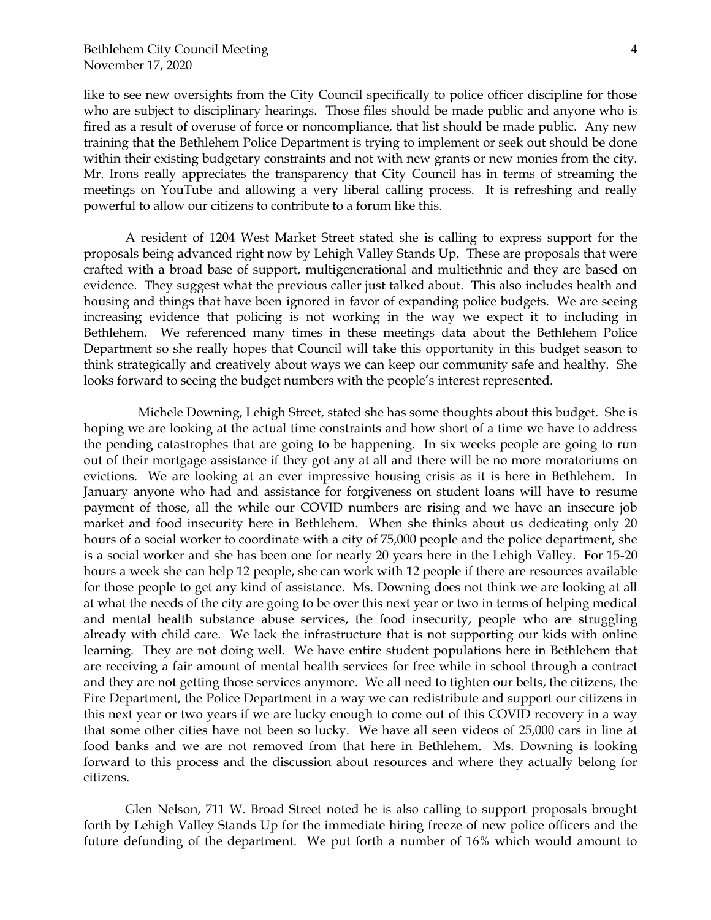like to see new oversights from the City Council specifically to police officer discipline for those who are subject to disciplinary hearings. Those files should be made public and anyone who is fired as a result of overuse of force or noncompliance, that list should be made public. Any new training that the Bethlehem Police Department is trying to implement or seek out should be done within their existing budgetary constraints and not with new grants or new monies from the city. Mr. Irons really appreciates the transparency that City Council has in terms of streaming the meetings on YouTube and allowing a very liberal calling process. It is refreshing and really powerful to allow our citizens to contribute to a forum like this.

A resident of 1204 West Market Street stated she is calling to express support for the proposals being advanced right now by Lehigh Valley Stands Up. These are proposals that were crafted with a broad base of support, multigenerational and multiethnic and they are based on evidence. They suggest what the previous caller just talked about. This also includes health and housing and things that have been ignored in favor of expanding police budgets. We are seeing increasing evidence that policing is not working in the way we expect it to including in Bethlehem. We referenced many times in these meetings data about the Bethlehem Police Department so she really hopes that Council will take this opportunity in this budget season to think strategically and creatively about ways we can keep our community safe and healthy. She looks forward to seeing the budget numbers with the people's interest represented.

Michele Downing, Lehigh Street, stated she has some thoughts about this budget. She is hoping we are looking at the actual time constraints and how short of a time we have to address the pending catastrophes that are going to be happening. In six weeks people are going to run out of their mortgage assistance if they got any at all and there will be no more moratoriums on evictions. We are looking at an ever impressive housing crisis as it is here in Bethlehem. In January anyone who had and assistance for forgiveness on student loans will have to resume payment of those, all the while our COVID numbers are rising and we have an insecure job market and food insecurity here in Bethlehem. When she thinks about us dedicating only 20 hours of a social worker to coordinate with a city of 75,000 people and the police department, she is a social worker and she has been one for nearly 20 years here in the Lehigh Valley. For 15-20 hours a week she can help 12 people, she can work with 12 people if there are resources available for those people to get any kind of assistance. Ms. Downing does not think we are looking at all at what the needs of the city are going to be over this next year or two in terms of helping medical and mental health substance abuse services, the food insecurity, people who are struggling already with child care. We lack the infrastructure that is not supporting our kids with online learning. They are not doing well. We have entire student populations here in Bethlehem that are receiving a fair amount of mental health services for free while in school through a contract and they are not getting those services anymore. We all need to tighten our belts, the citizens, the Fire Department, the Police Department in a way we can redistribute and support our citizens in this next year or two years if we are lucky enough to come out of this COVID recovery in a way that some other cities have not been so lucky. We have all seen videos of 25,000 cars in line at food banks and we are not removed from that here in Bethlehem. Ms. Downing is looking forward to this process and the discussion about resources and where they actually belong for citizens.

Glen Nelson, 711 W. Broad Street noted he is also calling to support proposals brought forth by Lehigh Valley Stands Up for the immediate hiring freeze of new police officers and the future defunding of the department. We put forth a number of 16% which would amount to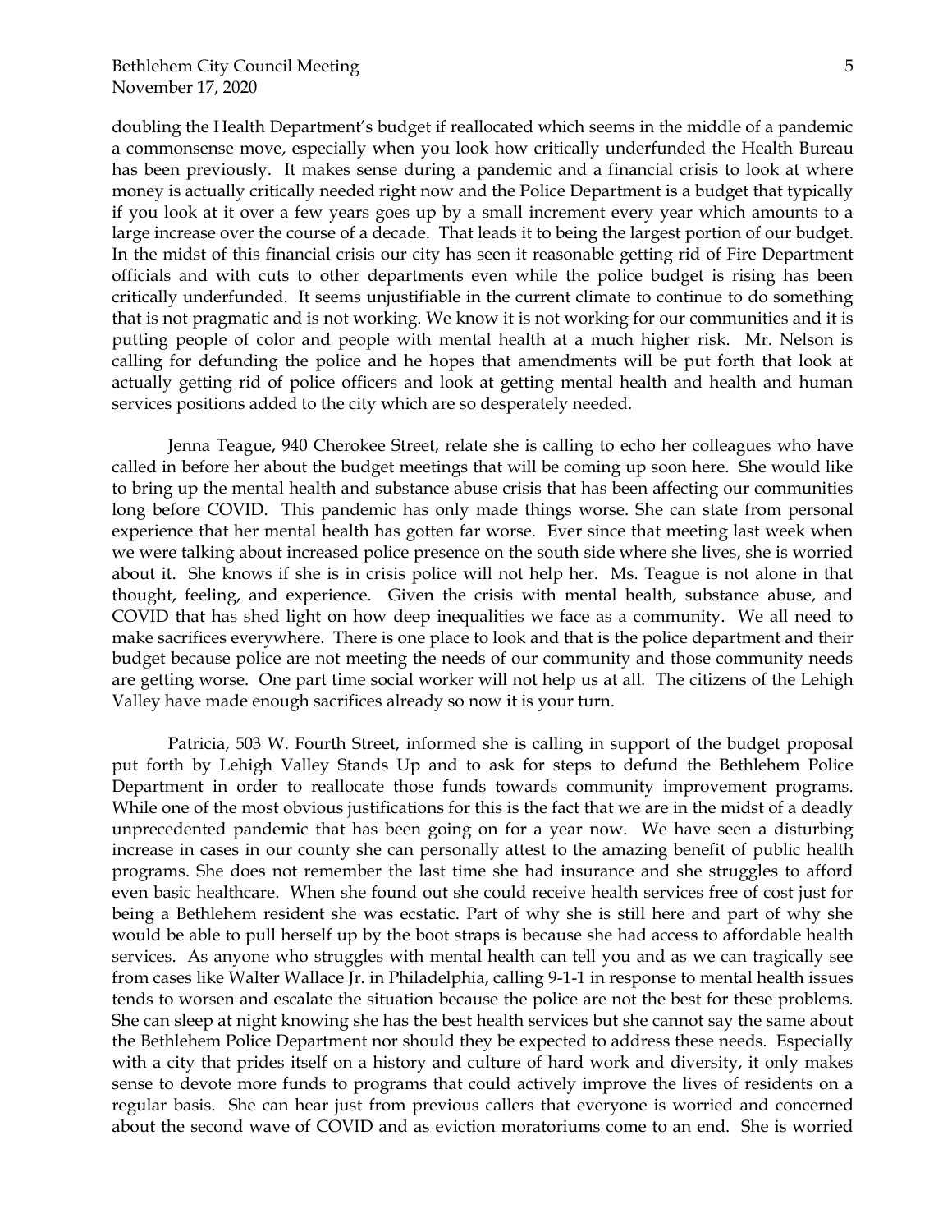doubling the Health Department's budget if reallocated which seems in the middle of a pandemic a commonsense move, especially when you look how critically underfunded the Health Bureau has been previously. It makes sense during a pandemic and a financial crisis to look at where money is actually critically needed right now and the Police Department is a budget that typically if you look at it over a few years goes up by a small increment every year which amounts to a large increase over the course of a decade. That leads it to being the largest portion of our budget. In the midst of this financial crisis our city has seen it reasonable getting rid of Fire Department officials and with cuts to other departments even while the police budget is rising has been critically underfunded. It seems unjustifiable in the current climate to continue to do something that is not pragmatic and is not working. We know it is not working for our communities and it is putting people of color and people with mental health at a much higher risk. Mr. Nelson is calling for defunding the police and he hopes that amendments will be put forth that look at actually getting rid of police officers and look at getting mental health and health and human services positions added to the city which are so desperately needed.

Jenna Teague, 940 Cherokee Street, relate she is calling to echo her colleagues who have called in before her about the budget meetings that will be coming up soon here. She would like to bring up the mental health and substance abuse crisis that has been affecting our communities long before COVID. This pandemic has only made things worse. She can state from personal experience that her mental health has gotten far worse. Ever since that meeting last week when we were talking about increased police presence on the south side where she lives, she is worried about it. She knows if she is in crisis police will not help her. Ms. Teague is not alone in that thought, feeling, and experience. Given the crisis with mental health, substance abuse, and COVID that has shed light on how deep inequalities we face as a community. We all need to make sacrifices everywhere. There is one place to look and that is the police department and their budget because police are not meeting the needs of our community and those community needs are getting worse. One part time social worker will not help us at all. The citizens of the Lehigh Valley have made enough sacrifices already so now it is your turn.

Patricia, 503 W. Fourth Street, informed she is calling in support of the budget proposal put forth by Lehigh Valley Stands Up and to ask for steps to defund the Bethlehem Police Department in order to reallocate those funds towards community improvement programs. While one of the most obvious justifications for this is the fact that we are in the midst of a deadly unprecedented pandemic that has been going on for a year now. We have seen a disturbing increase in cases in our county she can personally attest to the amazing benefit of public health programs. She does not remember the last time she had insurance and she struggles to afford even basic healthcare. When she found out she could receive health services free of cost just for being a Bethlehem resident she was ecstatic. Part of why she is still here and part of why she would be able to pull herself up by the boot straps is because she had access to affordable health services. As anyone who struggles with mental health can tell you and as we can tragically see from cases like Walter Wallace Jr. in Philadelphia, calling 9-1-1 in response to mental health issues tends to worsen and escalate the situation because the police are not the best for these problems. She can sleep at night knowing she has the best health services but she cannot say the same about the Bethlehem Police Department nor should they be expected to address these needs. Especially with a city that prides itself on a history and culture of hard work and diversity, it only makes sense to devote more funds to programs that could actively improve the lives of residents on a regular basis. She can hear just from previous callers that everyone is worried and concerned about the second wave of COVID and as eviction moratoriums come to an end. She is worried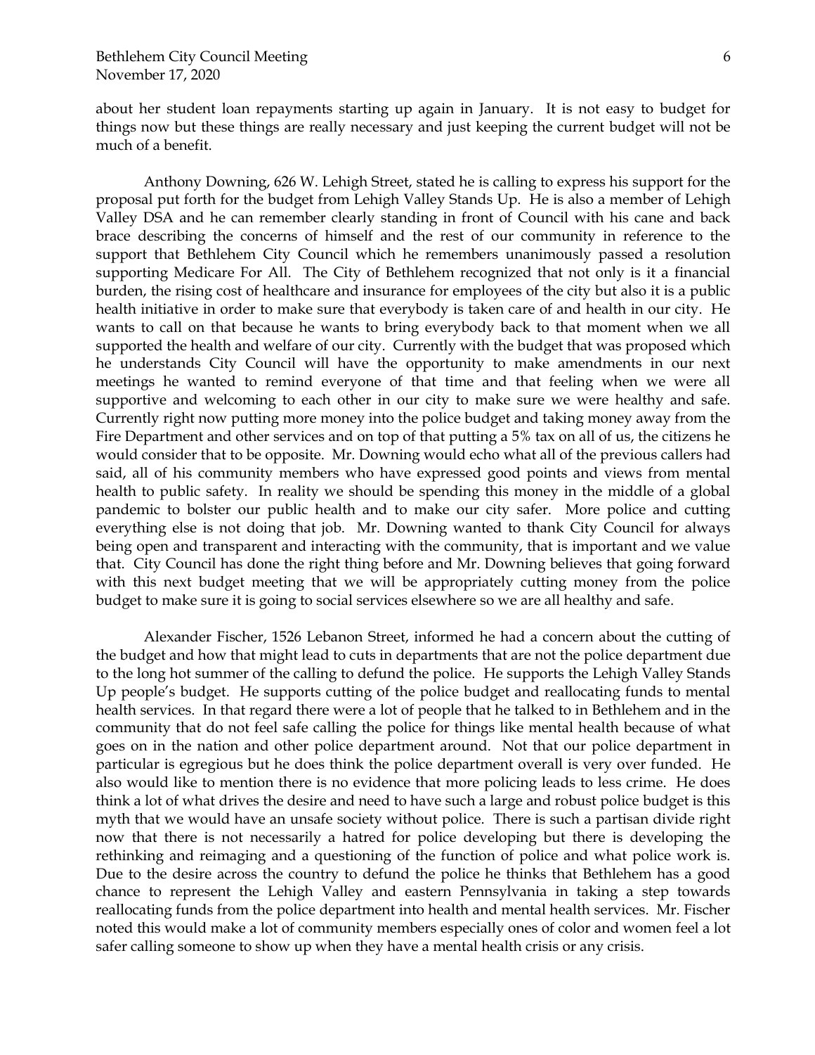about her student loan repayments starting up again in January. It is not easy to budget for things now but these things are really necessary and just keeping the current budget will not be much of a benefit.

Anthony Downing, 626 W. Lehigh Street, stated he is calling to express his support for the proposal put forth for the budget from Lehigh Valley Stands Up. He is also a member of Lehigh Valley DSA and he can remember clearly standing in front of Council with his cane and back brace describing the concerns of himself and the rest of our community in reference to the support that Bethlehem City Council which he remembers unanimously passed a resolution supporting Medicare For All. The City of Bethlehem recognized that not only is it a financial burden, the rising cost of healthcare and insurance for employees of the city but also it is a public health initiative in order to make sure that everybody is taken care of and health in our city. He wants to call on that because he wants to bring everybody back to that moment when we all supported the health and welfare of our city. Currently with the budget that was proposed which he understands City Council will have the opportunity to make amendments in our next meetings he wanted to remind everyone of that time and that feeling when we were all supportive and welcoming to each other in our city to make sure we were healthy and safe. Currently right now putting more money into the police budget and taking money away from the Fire Department and other services and on top of that putting a 5% tax on all of us, the citizens he would consider that to be opposite. Mr. Downing would echo what all of the previous callers had said, all of his community members who have expressed good points and views from mental health to public safety. In reality we should be spending this money in the middle of a global pandemic to bolster our public health and to make our city safer. More police and cutting everything else is not doing that job. Mr. Downing wanted to thank City Council for always being open and transparent and interacting with the community, that is important and we value that. City Council has done the right thing before and Mr. Downing believes that going forward with this next budget meeting that we will be appropriately cutting money from the police budget to make sure it is going to social services elsewhere so we are all healthy and safe.

Alexander Fischer, 1526 Lebanon Street, informed he had a concern about the cutting of the budget and how that might lead to cuts in departments that are not the police department due to the long hot summer of the calling to defund the police. He supports the Lehigh Valley Stands Up people's budget. He supports cutting of the police budget and reallocating funds to mental health services. In that regard there were a lot of people that he talked to in Bethlehem and in the community that do not feel safe calling the police for things like mental health because of what goes on in the nation and other police department around. Not that our police department in particular is egregious but he does think the police department overall is very over funded. He also would like to mention there is no evidence that more policing leads to less crime. He does think a lot of what drives the desire and need to have such a large and robust police budget is this myth that we would have an unsafe society without police. There is such a partisan divide right now that there is not necessarily a hatred for police developing but there is developing the rethinking and reimaging and a questioning of the function of police and what police work is. Due to the desire across the country to defund the police he thinks that Bethlehem has a good chance to represent the Lehigh Valley and eastern Pennsylvania in taking a step towards reallocating funds from the police department into health and mental health services. Mr. Fischer noted this would make a lot of community members especially ones of color and women feel a lot safer calling someone to show up when they have a mental health crisis or any crisis.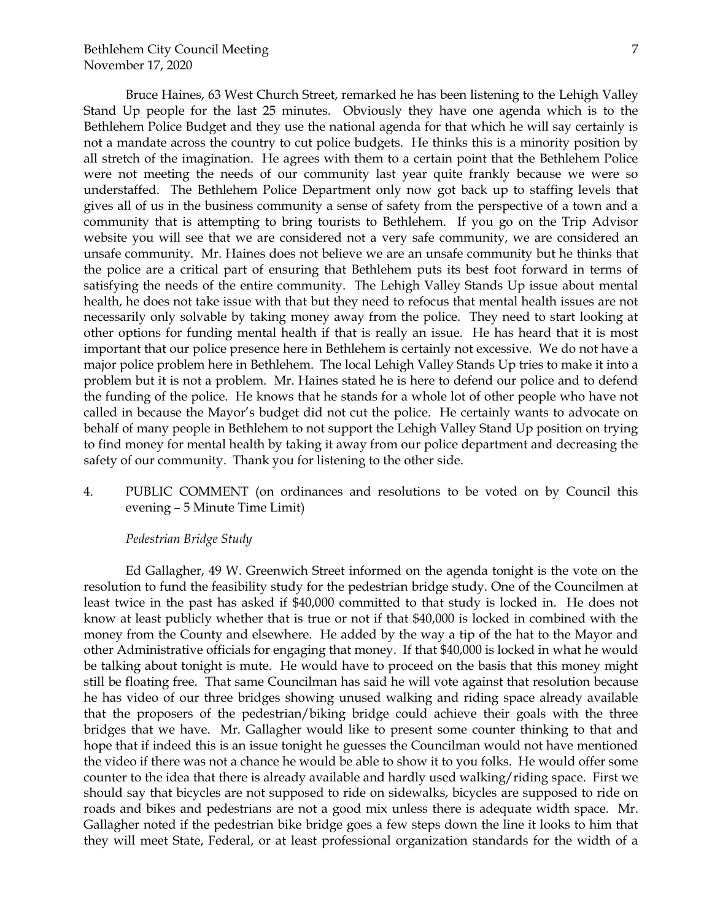Bruce Haines, 63 West Church Street, remarked he has been listening to the Lehigh Valley Stand Up people for the last 25 minutes. Obviously they have one agenda which is to the Bethlehem Police Budget and they use the national agenda for that which he will say certainly is not a mandate across the country to cut police budgets. He thinks this is a minority position by all stretch of the imagination. He agrees with them to a certain point that the Bethlehem Police were not meeting the needs of our community last year quite frankly because we were so understaffed. The Bethlehem Police Department only now got back up to staffing levels that gives all of us in the business community a sense of safety from the perspective of a town and a community that is attempting to bring tourists to Bethlehem. If you go on the Trip Advisor website you will see that we are considered not a very safe community, we are considered an unsafe community. Mr. Haines does not believe we are an unsafe community but he thinks that the police are a critical part of ensuring that Bethlehem puts its best foot forward in terms of satisfying the needs of the entire community. The Lehigh Valley Stands Up issue about mental health, he does not take issue with that but they need to refocus that mental health issues are not necessarily only solvable by taking money away from the police. They need to start looking at other options for funding mental health if that is really an issue. He has heard that it is most important that our police presence here in Bethlehem is certainly not excessive. We do not have a major police problem here in Bethlehem. The local Lehigh Valley Stands Up tries to make it into a problem but it is not a problem. Mr. Haines stated he is here to defend our police and to defend the funding of the police. He knows that he stands for a whole lot of other people who have not called in because the Mayor's budget did not cut the police. He certainly wants to advocate on behalf of many people in Bethlehem to not support the Lehigh Valley Stand Up position on trying to find money for mental health by taking it away from our police department and decreasing the safety of our community. Thank you for listening to the other side.

4. PUBLIC COMMENT (on ordinances and resolutions to be voted on by Council this evening – 5 Minute Time Limit)

*Pedestrian Bridge Study*

Ed Gallagher, 49 W. Greenwich Street informed on the agenda tonight is the vote on the resolution to fund the feasibility study for the pedestrian bridge study. One of the Councilmen at least twice in the past has asked if $40,000 committed to that study is locked in. He does not know at least publicly whether that is true or not if that $40,000 is locked in combined with the money from the County and elsewhere. He added by the way a tip of the hat to the Mayor and other Administrative officials for engaging that money. If that $40,000 is locked in what he would be talking about tonight is mute. He would have to proceed on the basis that this money might still be floating free. That same Councilman has said he will vote against that resolution because he has video of our three bridges showing unused walking and riding space already available that the proposers of the pedestrian/biking bridge could achieve their goals with the three bridges that we have. Mr. Gallagher would like to present some counter thinking to that and hope that if indeed this is an issue tonight he guesses the Councilman would not have mentioned the video if there was not a chance he would be able to show it to you folks. He would offer some counter to the idea that there is already available and hardly used walking/riding space. First we should say that bicycles are not supposed to ride on sidewalks, bicycles are supposed to ride on roads and bikes and pedestrians are not a good mix unless there is adequate width space. Mr. Gallagher noted if the pedestrian bike bridge goes a few steps down the line it looks to him that they will meet State, Federal, or at least professional organization standards for the width of a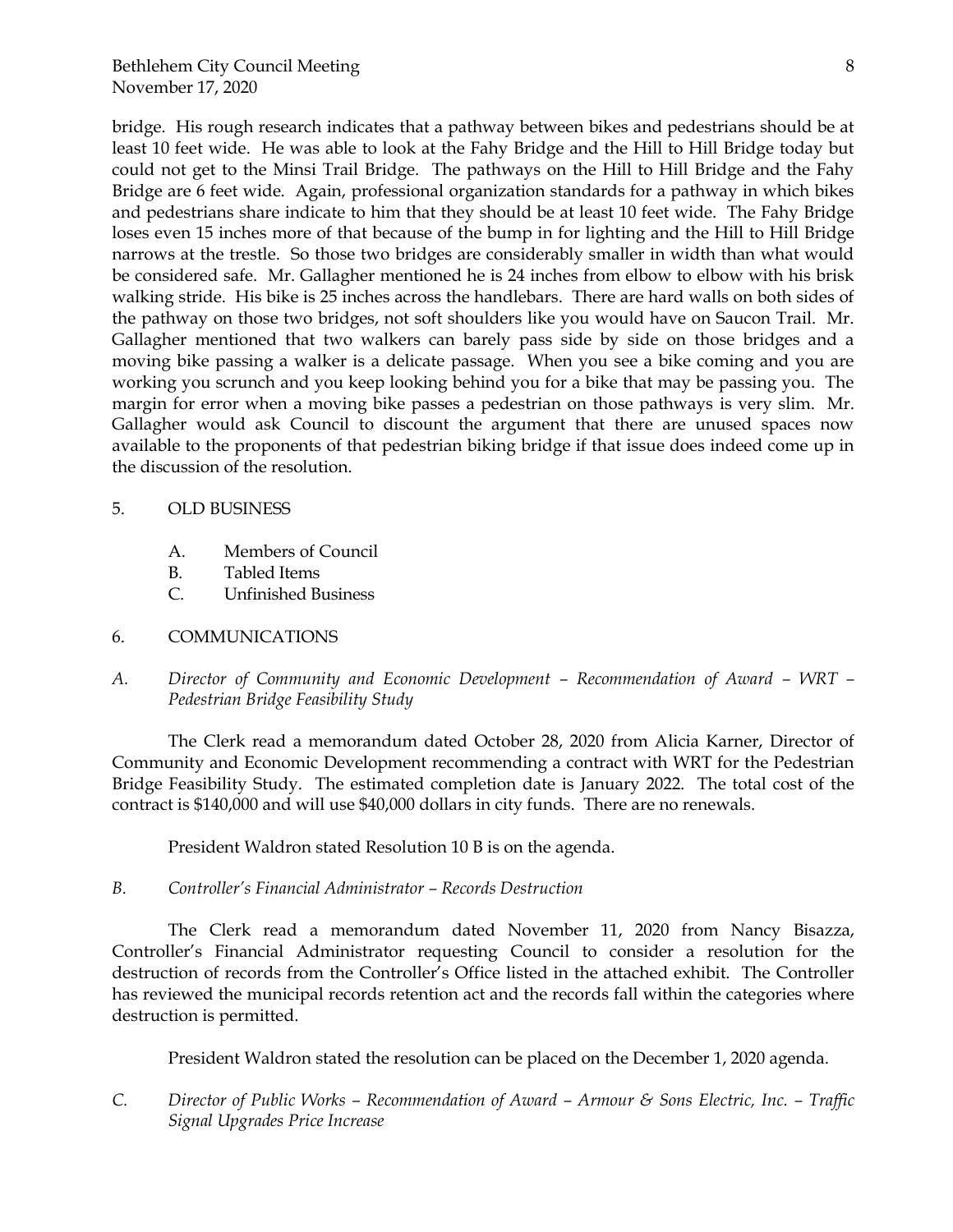bridge. His rough research indicates that a pathway between bikes and pedestrians should be at least 10 feet wide. He was able to look at the Fahy Bridge and the Hill to Hill Bridge today but could not get to the Minsi Trail Bridge. The pathways on the Hill to Hill Bridge and the Fahy Bridge are 6 feet wide. Again, professional organization standards for a pathway in which bikes and pedestrians share indicate to him that they should be at least 10 feet wide. The Fahy Bridge loses even 15 inches more of that because of the bump in for lighting and the Hill to Hill Bridge narrows at the trestle. So those two bridges are considerably smaller in width than what would be considered safe. Mr. Gallagher mentioned he is 24 inches from elbow to elbow with his brisk walking stride. His bike is 25 inches across the handlebars. There are hard walls on both sides of the pathway on those two bridges, not soft shoulders like you would have on Saucon Trail. Mr. Gallagher mentioned that two walkers can barely pass side by side on those bridges and a moving bike passing a walker is a delicate passage. When you see a bike coming and you are working you scrunch and you keep looking behind you for a bike that may be passing you. The margin for error when a moving bike passes a pedestrian on those pathways is very slim. Mr. Gallagher would ask Council to discount the argument that there are unused spaces now available to the proponents of that pedestrian biking bridge if that issue does indeed come up in the discussion of the resolution.

5. OLD BUSINESS

   A. Members of Council
   B. Tabled Items
   C. Unfinished Business

6. COMMUNICATIONS

*A. Director of Community and Economic Development – Recommendation of Award – WRT – Pedestrian Bridge Feasibility Study*

The Clerk read a memorandum dated October 28, 2020 from Alicia Karner, Director of Community and Economic Development recommending a contract with WRT for the Pedestrian Bridge Feasibility Study. The estimated completion date is January 2022. The total cost of the contract is $140,000 and will use $40,000 dollars in city funds. There are no renewals.

President Waldron stated Resolution 10 B is on the agenda.

*B. Controller's Financial Administrator – Records Destruction*

The Clerk read a memorandum dated November 11, 2020 from Nancy Bisazza, Controller's Financial Administrator requesting Council to consider a resolution for the destruction of records from the Controller's Office listed in the attached exhibit. The Controller has reviewed the municipal records retention act and the records fall within the categories where destruction is permitted.

President Waldron stated the resolution can be placed on the December 1, 2020 agenda.

*C. Director of Public Works – Recommendation of Award – Armour & Sons Electric, Inc. – Traffic Signal Upgrades Price Increase*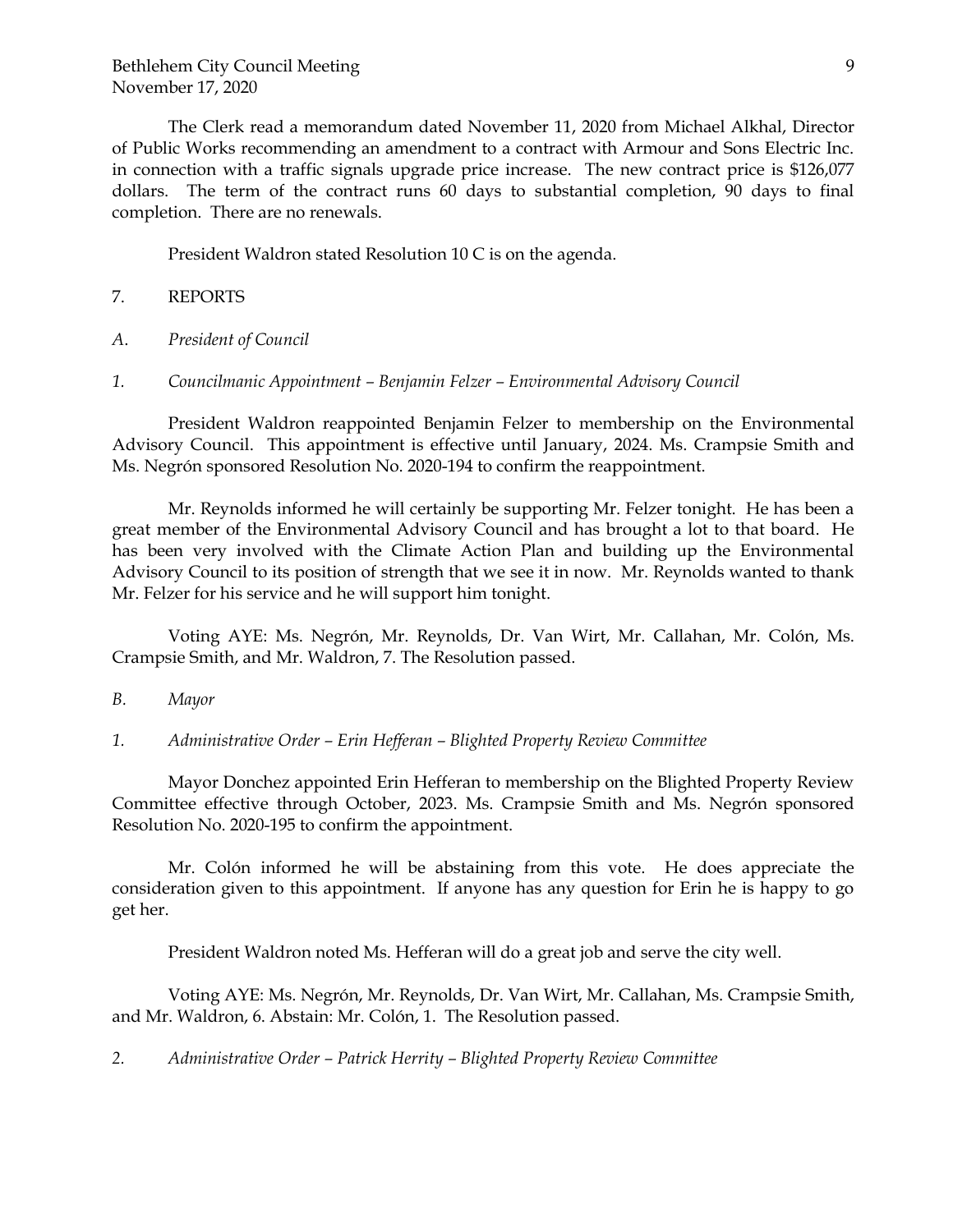The Clerk read a memorandum dated November 11, 2020 from Michael Alkhal, Director of Public Works recommending an amendment to a contract with Armour and Sons Electric Inc. in connection with a traffic signals upgrade price increase. The new contract price is $126,077 dollars. The term of the contract runs 60 days to substantial completion, 90 days to final completion. There are no renewals.

President Waldron stated Resolution 10 C is on the agenda.

7. REPORTS

*A. President of Council*

*1. Councilmanic Appointment – Benjamin Felzer – Environmental Advisory Council*

President Waldron reappointed Benjamin Felzer to membership on the Environmental Advisory Council. This appointment is effective until January, 2024. Ms. Crampsie Smith and Ms. Negrón sponsored Resolution No. 2020-194 to confirm the reappointment.

Mr. Reynolds informed he will certainly be supporting Mr. Felzer tonight. He has been a great member of the Environmental Advisory Council and has brought a lot to that board. He has been very involved with the Climate Action Plan and building up the Environmental Advisory Council to its position of strength that we see it in now. Mr. Reynolds wanted to thank Mr. Felzer for his service and he will support him tonight.

Voting AYE: Ms. Negrón, Mr. Reynolds, Dr. Van Wirt, Mr. Callahan, Mr. Colón, Ms. Crampsie Smith, and Mr. Waldron, 7. The Resolution passed.

*B. Mayor*

*1. Administrative Order – Erin Hefferan – Blighted Property Review Committee*

Mayor Donchez appointed Erin Hefferan to membership on the Blighted Property Review Committee effective through October, 2023. Ms. Crampsie Smith and Ms. Negrón sponsored Resolution No. 2020-195 to confirm the appointment.

Mr. Colón informed he will be abstaining from this vote. He does appreciate the consideration given to this appointment. If anyone has any question for Erin he is happy to go get her.

President Waldron noted Ms. Hefferan will do a great job and serve the city well.

Voting AYE: Ms. Negrón, Mr. Reynolds, Dr. Van Wirt, Mr. Callahan, Ms. Crampsie Smith, and Mr. Waldron, 6. Abstain: Mr. Colón, 1. The Resolution passed.

*2. Administrative Order – Patrick Herrity – Blighted Property Review Committee*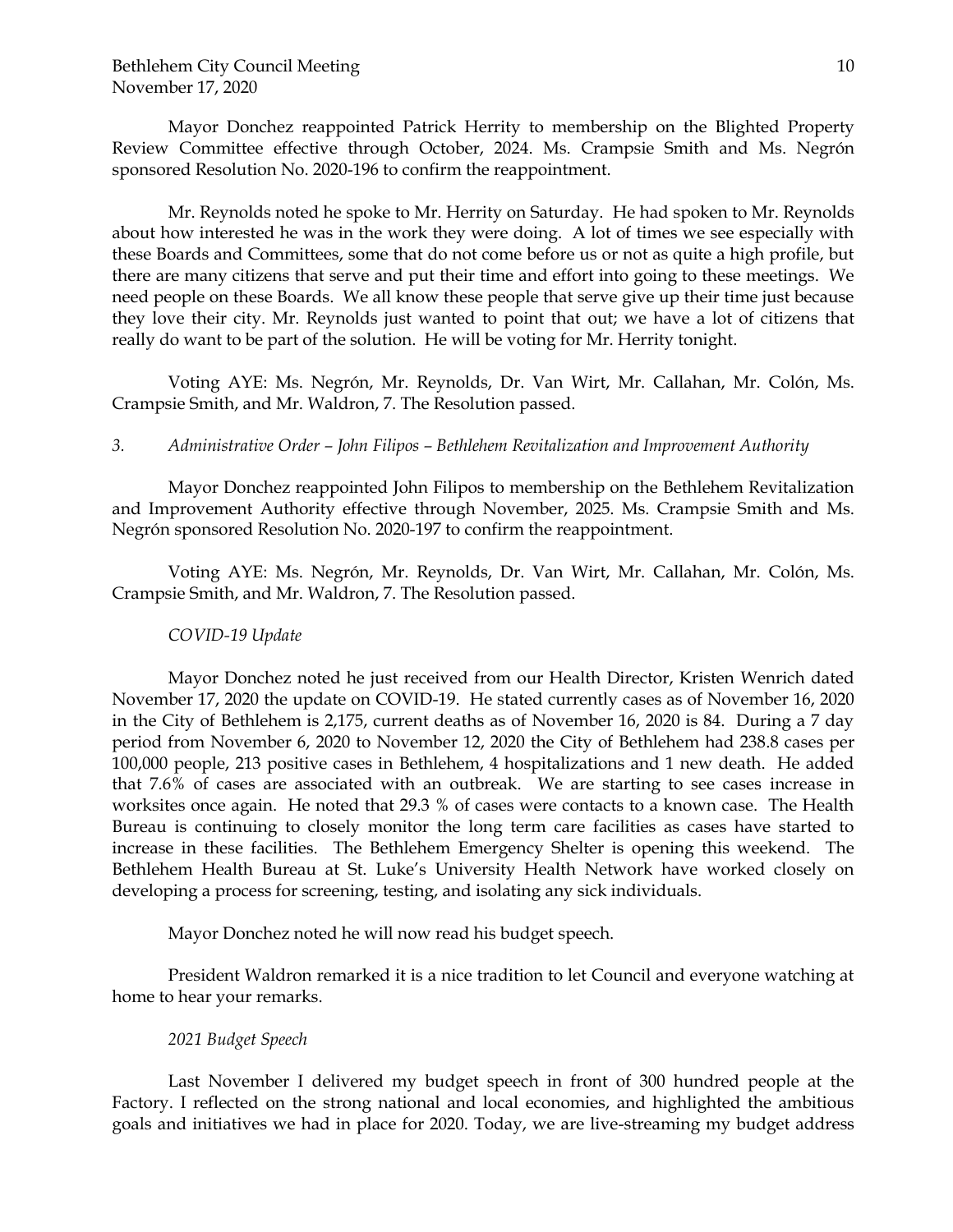Mayor Donchez reappointed Patrick Herrity to membership on the Blighted Property Review Committee effective through October, 2024. Ms. Crampsie Smith and Ms. Negrón sponsored Resolution No. 2020-196 to confirm the reappointment.

Mr. Reynolds noted he spoke to Mr. Herrity on Saturday. He had spoken to Mr. Reynolds about how interested he was in the work they were doing. A lot of times we see especially with these Boards and Committees, some that do not come before us or not as quite a high profile, but there are many citizens that serve and put their time and effort into going to these meetings. We need people on these Boards. We all know these people that serve give up their time just because they love their city. Mr. Reynolds just wanted to point that out; we have a lot of citizens that really do want to be part of the solution. He will be voting for Mr. Herrity tonight.

Voting AYE: Ms. Negrón, Mr. Reynolds, Dr. Van Wirt, Mr. Callahan, Mr. Colón, Ms. Crampsie Smith, and Mr. Waldron, 7. The Resolution passed.

*3. Administrative Order – John Filipos – Bethlehem Revitalization and Improvement Authority*

Mayor Donchez reappointed John Filipos to membership on the Bethlehem Revitalization and Improvement Authority effective through November, 2025. Ms. Crampsie Smith and Ms. Negrón sponsored Resolution No. 2020-197 to confirm the reappointment.

Voting AYE: Ms. Negrón, Mr. Reynolds, Dr. Van Wirt, Mr. Callahan, Mr. Colón, Ms. Crampsie Smith, and Mr. Waldron, 7. The Resolution passed.

*COVID-19 Update*

Mayor Donchez noted he just received from our Health Director, Kristen Wenrich dated November 17, 2020 the update on COVID-19. He stated currently cases as of November 16, 2020 in the City of Bethlehem is 2,175, current deaths as of November 16, 2020 is 84. During a 7 day period from November 6, 2020 to November 12, 2020 the City of Bethlehem had 238.8 cases per 100,000 people, 213 positive cases in Bethlehem, 4 hospitalizations and 1 new death. He added that 7.6% of cases are associated with an outbreak. We are starting to see cases increase in worksites once again. He noted that 29.3 % of cases were contacts to a known case. The Health Bureau is continuing to closely monitor the long term care facilities as cases have started to increase in these facilities. The Bethlehem Emergency Shelter is opening this weekend. The Bethlehem Health Bureau at St. Luke's University Health Network have worked closely on developing a process for screening, testing, and isolating any sick individuals.

Mayor Donchez noted he will now read his budget speech.

President Waldron remarked it is a nice tradition to let Council and everyone watching at home to hear your remarks.

*2021 Budget Speech*

Last November I delivered my budget speech in front of 300 hundred people at the Factory. I reflected on the strong national and local economies, and highlighted the ambitious goals and initiatives we had in place for 2020. Today, we are live-streaming my budget address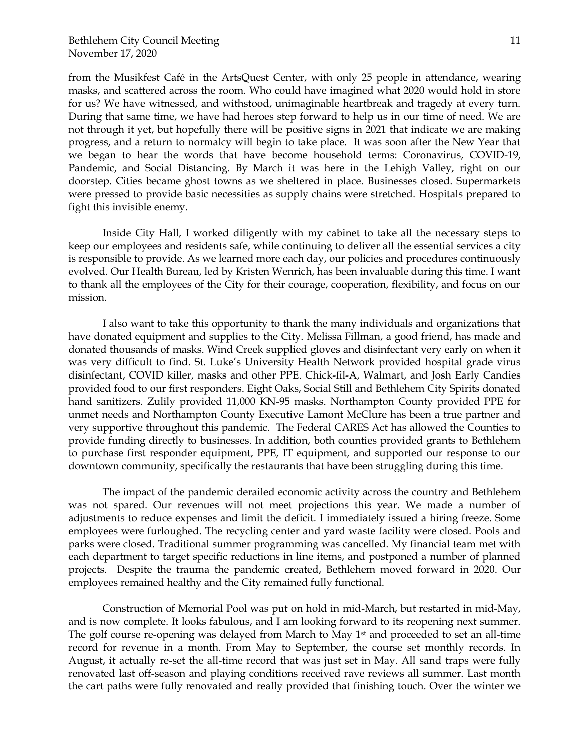from the Musikfest Café in the ArtsQuest Center, with only 25 people in attendance, wearing masks, and scattered across the room. Who could have imagined what 2020 would hold in store for us? We have witnessed, and withstood, unimaginable heartbreak and tragedy at every turn. During that same time, we have had heroes step forward to help us in our time of need. We are not through it yet, but hopefully there will be positive signs in 2021 that indicate we are making progress, and a return to normalcy will begin to take place. It was soon after the New Year that we began to hear the words that have become household terms: Coronavirus, COVID-19, Pandemic, and Social Distancing. By March it was here in the Lehigh Valley, right on our doorstep. Cities became ghost towns as we sheltered in place. Businesses closed. Supermarkets were pressed to provide basic necessities as supply chains were stretched. Hospitals prepared to fight this invisible enemy.

Inside City Hall, I worked diligently with my cabinet to take all the necessary steps to keep our employees and residents safe, while continuing to deliver all the essential services a city is responsible to provide. As we learned more each day, our policies and procedures continuously evolved. Our Health Bureau, led by Kristen Wenrich, has been invaluable during this time. I want to thank all the employees of the City for their courage, cooperation, flexibility, and focus on our mission.

I also want to take this opportunity to thank the many individuals and organizations that have donated equipment and supplies to the City. Melissa Fillman, a good friend, has made and donated thousands of masks. Wind Creek supplied gloves and disinfectant very early on when it was very difficult to find. St. Luke's University Health Network provided hospital grade virus disinfectant, COVID killer, masks and other PPE. Chick-fil-A, Walmart, and Josh Early Candies provided food to our first responders. Eight Oaks, Social Still and Bethlehem City Spirits donated hand sanitizers. Zulily provided 11,000 KN-95 masks. Northampton County provided PPE for unmet needs and Northampton County Executive Lamont McClure has been a true partner and very supportive throughout this pandemic. The Federal CARES Act has allowed the Counties to provide funding directly to businesses. In addition, both counties provided grants to Bethlehem to purchase first responder equipment, PPE, IT equipment, and supported our response to our downtown community, specifically the restaurants that have been struggling during this time.

The impact of the pandemic derailed economic activity across the country and Bethlehem was not spared. Our revenues will not meet projections this year. We made a number of adjustments to reduce expenses and limit the deficit. I immediately issued a hiring freeze. Some employees were furloughed. The recycling center and yard waste facility were closed. Pools and parks were closed. Traditional summer programming was cancelled. My financial team met with each department to target specific reductions in line items, and postponed a number of planned projects. Despite the trauma the pandemic created, Bethlehem moved forward in 2020. Our employees remained healthy and the City remained fully functional.

Construction of Memorial Pool was put on hold in mid-March, but restarted in mid-May, and is now complete. It looks fabulous, and I am looking forward to its reopening next summer. The golf course re-opening was delayed from March to May 1st and proceeded to set an all-time record for revenue in a month. From May to September, the course set monthly records. In August, it actually re-set the all-time record that was just set in May. All sand traps were fully renovated last off-season and playing conditions received rave reviews all summer. Last month the cart paths were fully renovated and really provided that finishing touch. Over the winter we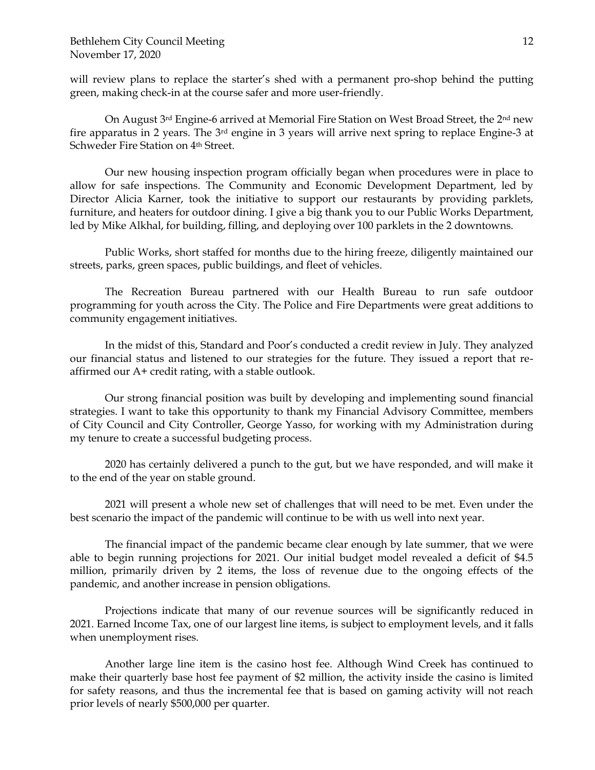will review plans to replace the starter's shed with a permanent pro-shop behind the putting green, making check-in at the course safer and more user-friendly.

On August 3rd Engine-6 arrived at Memorial Fire Station on West Broad Street, the 2nd new fire apparatus in 2 years. The 3rd engine in 3 years will arrive next spring to replace Engine-3 at Schweder Fire Station on 4th Street.

Our new housing inspection program officially began when procedures were in place to allow for safe inspections. The Community and Economic Development Department, led by Director Alicia Karner, took the initiative to support our restaurants by providing parklets, furniture, and heaters for outdoor dining. I give a big thank you to our Public Works Department, led by Mike Alkhal, for building, filling, and deploying over 100 parklets in the 2 downtowns.

Public Works, short staffed for months due to the hiring freeze, diligently maintained our streets, parks, green spaces, public buildings, and fleet of vehicles.

The Recreation Bureau partnered with our Health Bureau to run safe outdoor programming for youth across the City. The Police and Fire Departments were great additions to community engagement initiatives.

In the midst of this, Standard and Poor's conducted a credit review in July. They analyzed our financial status and listened to our strategies for the future. They issued a report that re-affirmed our A+ credit rating, with a stable outlook.

Our strong financial position was built by developing and implementing sound financial strategies. I want to take this opportunity to thank my Financial Advisory Committee, members of City Council and City Controller, George Yasso, for working with my Administration during my tenure to create a successful budgeting process.

2020 has certainly delivered a punch to the gut, but we have responded, and will make it to the end of the year on stable ground.

2021 will present a whole new set of challenges that will need to be met. Even under the best scenario the impact of the pandemic will continue to be with us well into next year.

The financial impact of the pandemic became clear enough by late summer, that we were able to begin running projections for 2021. Our initial budget model revealed a deficit of $4.5 million, primarily driven by 2 items, the loss of revenue due to the ongoing effects of the pandemic, and another increase in pension obligations.

Projections indicate that many of our revenue sources will be significantly reduced in 2021. Earned Income Tax, one of our largest line items, is subject to employment levels, and it falls when unemployment rises.

Another large line item is the casino host fee. Although Wind Creek has continued to make their quarterly base host fee payment of $2 million, the activity inside the casino is limited for safety reasons, and thus the incremental fee that is based on gaming activity will not reach prior levels of nearly $500,000 per quarter.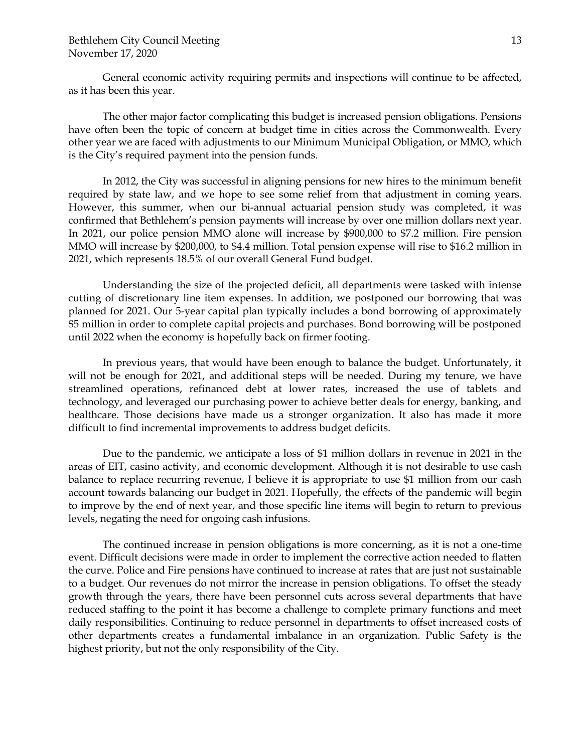General economic activity requiring permits and inspections will continue to be affected, as it has been this year.

The other major factor complicating this budget is increased pension obligations. Pensions have often been the topic of concern at budget time in cities across the Commonwealth. Every other year we are faced with adjustments to our Minimum Municipal Obligation, or MMO, which is the City's required payment into the pension funds.

In 2012, the City was successful in aligning pensions for new hires to the minimum benefit required by state law, and we hope to see some relief from that adjustment in coming years. However, this summer, when our bi-annual actuarial pension study was completed, it was confirmed that Bethlehem's pension payments will increase by over one million dollars next year. In 2021, our police pension MMO alone will increase by $900,000 to $7.2 million. Fire pension MMO will increase by $200,000, to $4.4 million. Total pension expense will rise to $16.2 million in 2021, which represents 18.5% of our overall General Fund budget.

Understanding the size of the projected deficit, all departments were tasked with intense cutting of discretionary line item expenses. In addition, we postponed our borrowing that was planned for 2021. Our 5-year capital plan typically includes a bond borrowing of approximately $5 million in order to complete capital projects and purchases. Bond borrowing will be postponed until 2022 when the economy is hopefully back on firmer footing.

In previous years, that would have been enough to balance the budget. Unfortunately, it will not be enough for 2021, and additional steps will be needed. During my tenure, we have streamlined operations, refinanced debt at lower rates, increased the use of tablets and technology, and leveraged our purchasing power to achieve better deals for energy, banking, and healthcare. Those decisions have made us a stronger organization. It also has made it more difficult to find incremental improvements to address budget deficits.

Due to the pandemic, we anticipate a loss of $1 million dollars in revenue in 2021 in the areas of EIT, casino activity, and economic development. Although it is not desirable to use cash balance to replace recurring revenue, I believe it is appropriate to use $1 million from our cash account towards balancing our budget in 2021. Hopefully, the effects of the pandemic will begin to improve by the end of next year, and those specific line items will begin to return to previous levels, negating the need for ongoing cash infusions.

The continued increase in pension obligations is more concerning, as it is not a one-time event. Difficult decisions were made in order to implement the corrective action needed to flatten the curve. Police and Fire pensions have continued to increase at rates that are just not sustainable to a budget. Our revenues do not mirror the increase in pension obligations. To offset the steady growth through the years, there have been personnel cuts across several departments that have reduced staffing to the point it has become a challenge to complete primary functions and meet daily responsibilities. Continuing to reduce personnel in departments to offset increased costs of other departments creates a fundamental imbalance in an organization. Public Safety is the highest priority, but not the only responsibility of the City.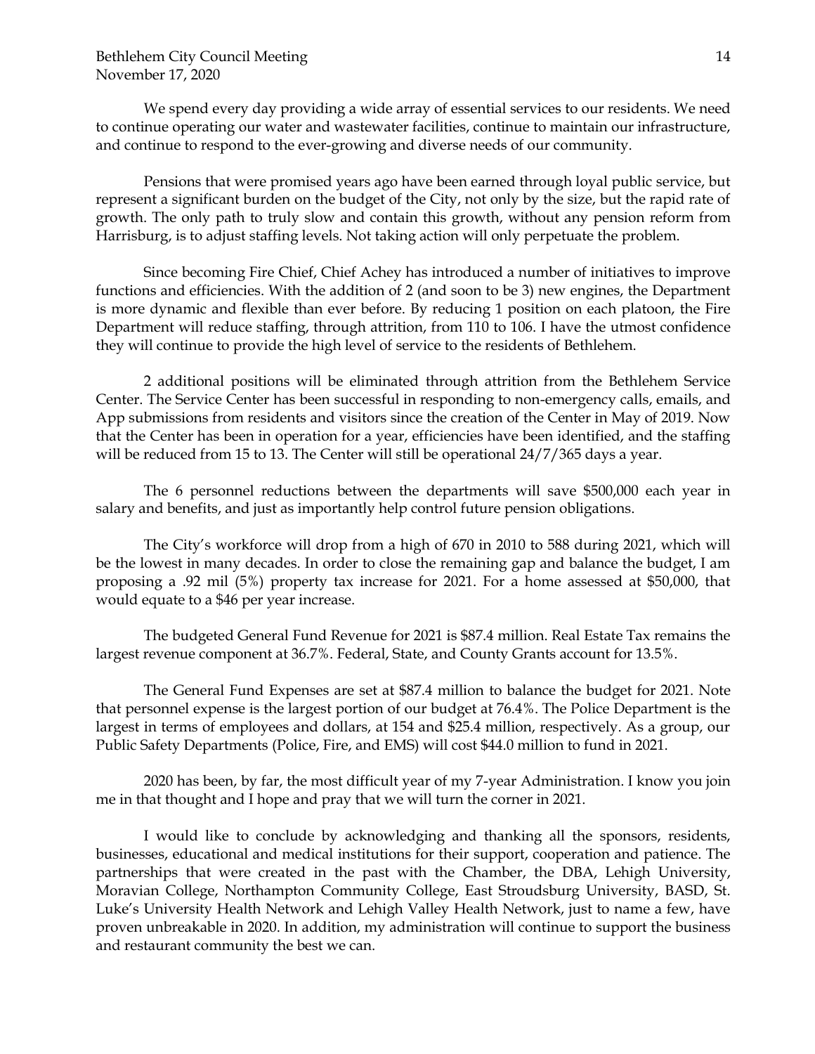We spend every day providing a wide array of essential services to our residents. We need to continue operating our water and wastewater facilities, continue to maintain our infrastructure, and continue to respond to the ever-growing and diverse needs of our community.

Pensions that were promised years ago have been earned through loyal public service, but represent a significant burden on the budget of the City, not only by the size, but the rapid rate of growth. The only path to truly slow and contain this growth, without any pension reform from Harrisburg, is to adjust staffing levels. Not taking action will only perpetuate the problem.

Since becoming Fire Chief, Chief Achey has introduced a number of initiatives to improve functions and efficiencies. With the addition of 2 (and soon to be 3) new engines, the Department is more dynamic and flexible than ever before. By reducing 1 position on each platoon, the Fire Department will reduce staffing, through attrition, from 110 to 106. I have the utmost confidence they will continue to provide the high level of service to the residents of Bethlehem.

2 additional positions will be eliminated through attrition from the Bethlehem Service Center. The Service Center has been successful in responding to non-emergency calls, emails, and App submissions from residents and visitors since the creation of the Center in May of 2019. Now that the Center has been in operation for a year, efficiencies have been identified, and the staffing will be reduced from 15 to 13. The Center will still be operational 24/7/365 days a year.

The 6 personnel reductions between the departments will save $500,000 each year in salary and benefits, and just as importantly help control future pension obligations.

The City's workforce will drop from a high of 670 in 2010 to 588 during 2021, which will be the lowest in many decades. In order to close the remaining gap and balance the budget, I am proposing a .92 mil (5%) property tax increase for 2021. For a home assessed at $50,000, that would equate to a $46 per year increase.

The budgeted General Fund Revenue for 2021 is $87.4 million. Real Estate Tax remains the largest revenue component at 36.7%. Federal, State, and County Grants account for 13.5%.

The General Fund Expenses are set at $87.4 million to balance the budget for 2021. Note that personnel expense is the largest portion of our budget at 76.4%. The Police Department is the largest in terms of employees and dollars, at 154 and $25.4 million, respectively. As a group, our Public Safety Departments (Police, Fire, and EMS) will cost $44.0 million to fund in 2021.

2020 has been, by far, the most difficult year of my 7-year Administration. I know you join me in that thought and I hope and pray that we will turn the corner in 2021.

I would like to conclude by acknowledging and thanking all the sponsors, residents, businesses, educational and medical institutions for their support, cooperation and patience. The partnerships that were created in the past with the Chamber, the DBA, Lehigh University, Moravian College, Northampton Community College, East Stroudsburg University, BASD, St. Luke's University Health Network and Lehigh Valley Health Network, just to name a few, have proven unbreakable in 2020. In addition, my administration will continue to support the business and restaurant community the best we can.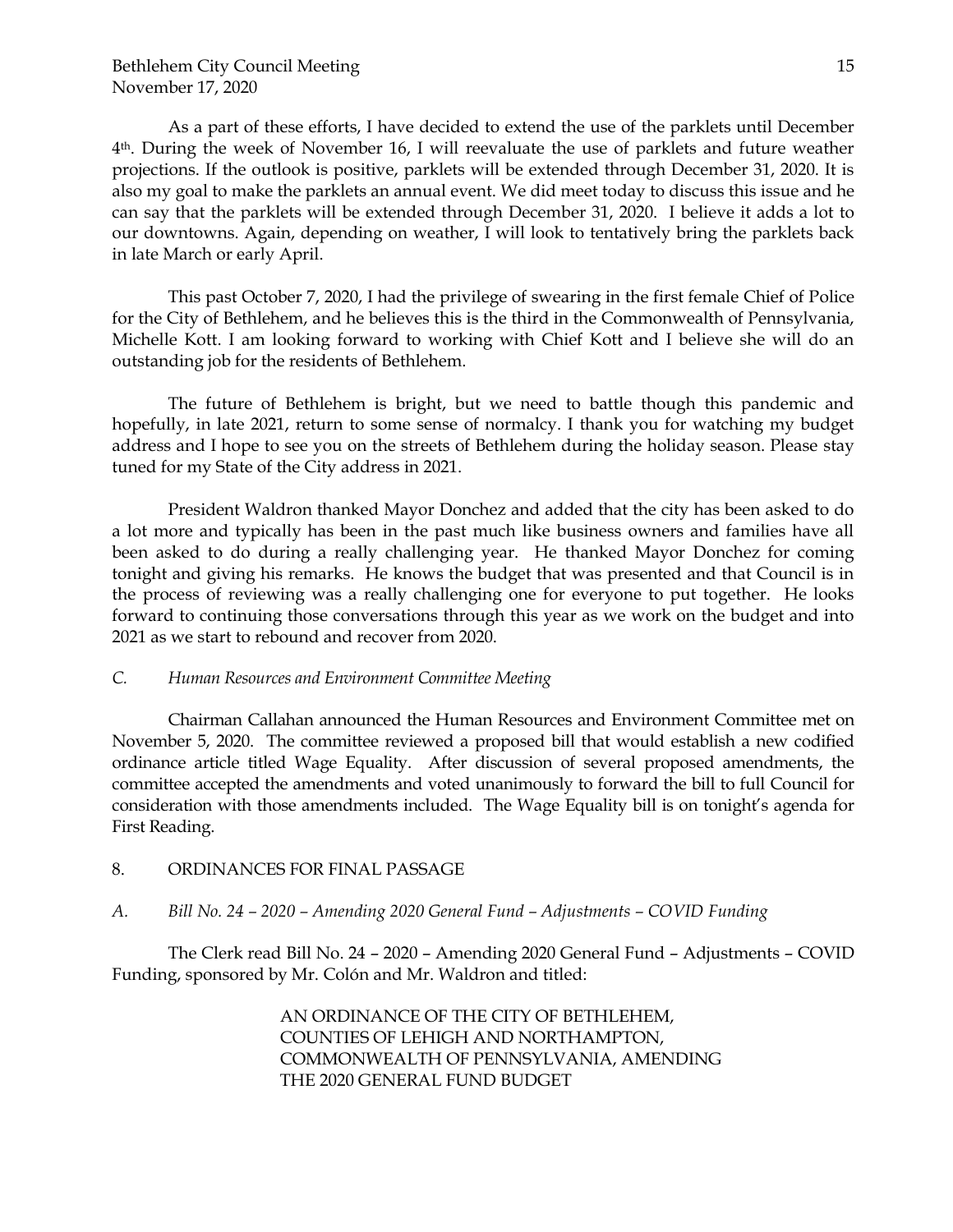As a part of these efforts, I have decided to extend the use of the parklets until December 4th. During the week of November 16, I will reevaluate the use of parklets and future weather projections. If the outlook is positive, parklets will be extended through December 31, 2020. It is also my goal to make the parklets an annual event. We did meet today to discuss this issue and he can say that the parklets will be extended through December 31, 2020. I believe it adds a lot to our downtowns. Again, depending on weather, I will look to tentatively bring the parklets back in late March or early April.

This past October 7, 2020, I had the privilege of swearing in the first female Chief of Police for the City of Bethlehem, and he believes this is the third in the Commonwealth of Pennsylvania, Michelle Kott. I am looking forward to working with Chief Kott and I believe she will do an outstanding job for the residents of Bethlehem.

The future of Bethlehem is bright, but we need to battle though this pandemic and hopefully, in late 2021, return to some sense of normalcy. I thank you for watching my budget address and I hope to see you on the streets of Bethlehem during the holiday season. Please stay tuned for my State of the City address in 2021.

President Waldron thanked Mayor Donchez and added that the city has been asked to do a lot more and typically has been in the past much like business owners and families have all been asked to do during a really challenging year. He thanked Mayor Donchez for coming tonight and giving his remarks. He knows the budget that was presented and that Council is in the process of reviewing was a really challenging one for everyone to put together. He looks forward to continuing those conversations through this year as we work on the budget and into 2021 as we start to rebound and recover from 2020.

*C. Human Resources and Environment Committee Meeting*

Chairman Callahan announced the Human Resources and Environment Committee met on November 5, 2020. The committee reviewed a proposed bill that would establish a new codified ordinance article titled Wage Equality. After discussion of several proposed amendments, the committee accepted the amendments and voted unanimously to forward the bill to full Council for consideration with those amendments included. The Wage Equality bill is on tonight's agenda for First Reading.

8. ORDINANCES FOR FINAL PASSAGE

*A. Bill No. 24 – 2020 – Amending 2020 General Fund – Adjustments – COVID Funding*

The Clerk read Bill No. 24 – 2020 – Amending 2020 General Fund – Adjustments – COVID Funding, sponsored by Mr. Colón and Mr. Waldron and titled:

AN ORDINANCE OF THE CITY OF BETHLEHEM,
COUNTIES OF LEHIGH AND NORTHAMPTON,
COMMONWEALTH OF PENNSYLVANIA, AMENDING
THE 2020 GENERAL FUND BUDGET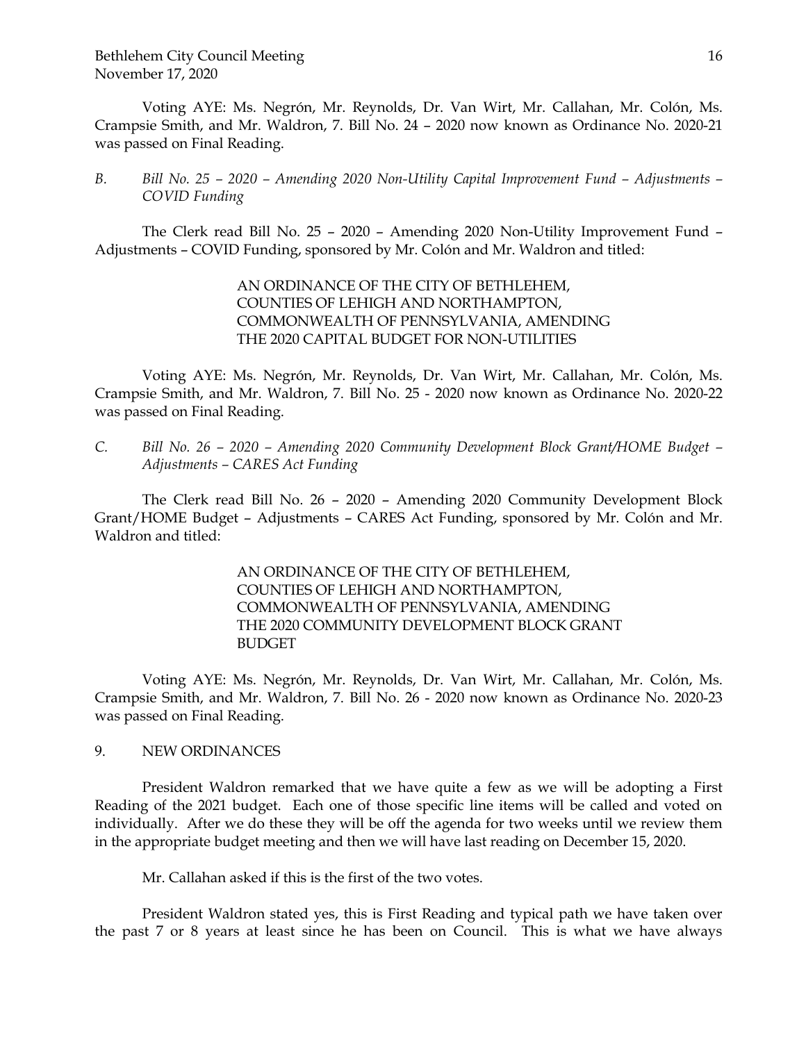Voting AYE: Ms. Negrón, Mr. Reynolds, Dr. Van Wirt, Mr. Callahan, Mr. Colón, Ms. Crampsie Smith, and Mr. Waldron, 7. Bill No. 24 – 2020 now known as Ordinance No. 2020-21 was passed on Final Reading.

*B. Bill No. 25 – 2020 – Amending 2020 Non-Utility Capital Improvement Fund – Adjustments – COVID Funding*

The Clerk read Bill No. 25 – 2020 – Amending 2020 Non-Utility Improvement Fund – Adjustments – COVID Funding, sponsored by Mr. Colón and Mr. Waldron and titled:

> AN ORDINANCE OF THE CITY OF BETHLEHEM,
> COUNTIES OF LEHIGH AND NORTHAMPTON,
> COMMONWEALTH OF PENNSYLVANIA, AMENDING
> THE 2020 CAPITAL BUDGET FOR NON-UTILITIES

Voting AYE: Ms. Negrón, Mr. Reynolds, Dr. Van Wirt, Mr. Callahan, Mr. Colón, Ms. Crampsie Smith, and Mr. Waldron, 7. Bill No. 25 - 2020 now known as Ordinance No. 2020-22 was passed on Final Reading.

*C. Bill No. 26 – 2020 – Amending 2020 Community Development Block Grant/HOME Budget – Adjustments – CARES Act Funding*

The Clerk read Bill No. 26 – 2020 – Amending 2020 Community Development Block Grant/HOME Budget – Adjustments – CARES Act Funding, sponsored by Mr. Colón and Mr. Waldron and titled:

> AN ORDINANCE OF THE CITY OF BETHLEHEM,
> COUNTIES OF LEHIGH AND NORTHAMPTON,
> COMMONWEALTH OF PENNSYLVANIA, AMENDING
> THE 2020 COMMUNITY DEVELOPMENT BLOCK GRANT
> BUDGET

Voting AYE: Ms. Negrón, Mr. Reynolds, Dr. Van Wirt, Mr. Callahan, Mr. Colón, Ms. Crampsie Smith, and Mr. Waldron, 7. Bill No. 26 - 2020 now known as Ordinance No. 2020-23 was passed on Final Reading.

## 9. NEW ORDINANCES

President Waldron remarked that we have quite a few as we will be adopting a First Reading of the 2021 budget. Each one of those specific line items will be called and voted on individually. After we do these they will be off the agenda for two weeks until we review them in the appropriate budget meeting and then we will have last reading on December 15, 2020.

Mr. Callahan asked if this is the first of the two votes.

President Waldron stated yes, this is First Reading and typical path we have taken over the past 7 or 8 years at least since he has been on Council. This is what we have always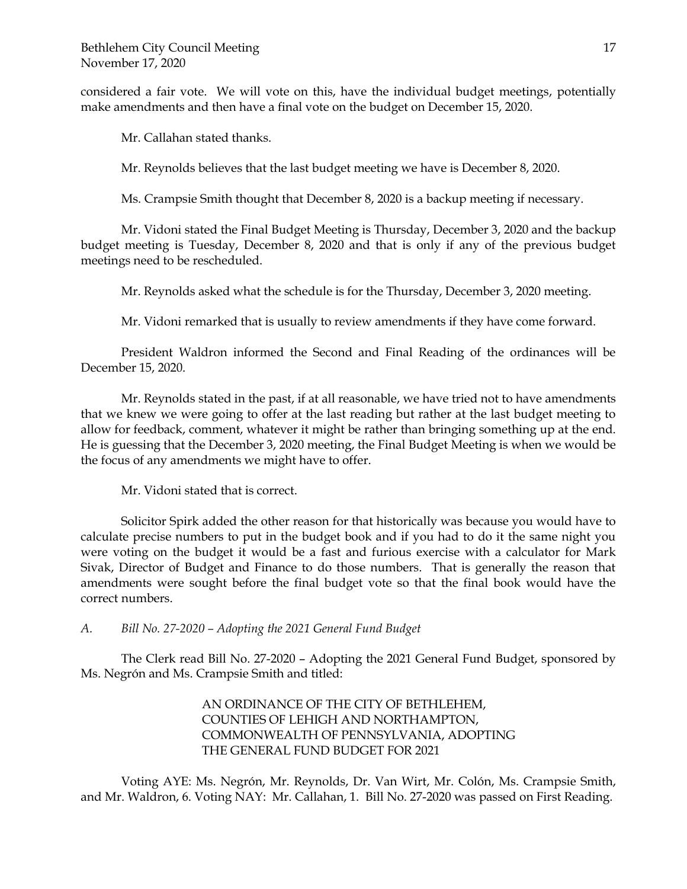considered a fair vote. We will vote on this, have the individual budget meetings, potentially make amendments and then have a final vote on the budget on December 15, 2020.

Mr. Callahan stated thanks.

Mr. Reynolds believes that the last budget meeting we have is December 8, 2020.

Ms. Crampsie Smith thought that December 8, 2020 is a backup meeting if necessary.

Mr. Vidoni stated the Final Budget Meeting is Thursday, December 3, 2020 and the backup budget meeting is Tuesday, December 8, 2020 and that is only if any of the previous budget meetings need to be rescheduled.

Mr. Reynolds asked what the schedule is for the Thursday, December 3, 2020 meeting.

Mr. Vidoni remarked that is usually to review amendments if they have come forward.

President Waldron informed the Second and Final Reading of the ordinances will be December 15, 2020.

Mr. Reynolds stated in the past, if at all reasonable, we have tried not to have amendments that we knew we were going to offer at the last reading but rather at the last budget meeting to allow for feedback, comment, whatever it might be rather than bringing something up at the end. He is guessing that the December 3, 2020 meeting, the Final Budget Meeting is when we would be the focus of any amendments we might have to offer.

Mr. Vidoni stated that is correct.

Solicitor Spirk added the other reason for that historically was because you would have to calculate precise numbers to put in the budget book and if you had to do it the same night you were voting on the budget it would be a fast and furious exercise with a calculator for Mark Sivak, Director of Budget and Finance to do those numbers. That is generally the reason that amendments were sought before the final budget vote so that the final book would have the correct numbers.

*A. Bill No. 27-2020 – Adopting the 2021 General Fund Budget*

The Clerk read Bill No. 27-2020 – Adopting the 2021 General Fund Budget, sponsored by Ms. Negrón and Ms. Crampsie Smith and titled:

> AN ORDINANCE OF THE CITY OF BETHLEHEM, COUNTIES OF LEHIGH AND NORTHAMPTON, COMMONWEALTH OF PENNSYLVANIA, ADOPTING THE GENERAL FUND BUDGET FOR 2021

Voting AYE: Ms. Negrón, Mr. Reynolds, Dr. Van Wirt, Mr. Colón, Ms. Crampsie Smith, and Mr. Waldron, 6. Voting NAY: Mr. Callahan, 1. Bill No. 27-2020 was passed on First Reading.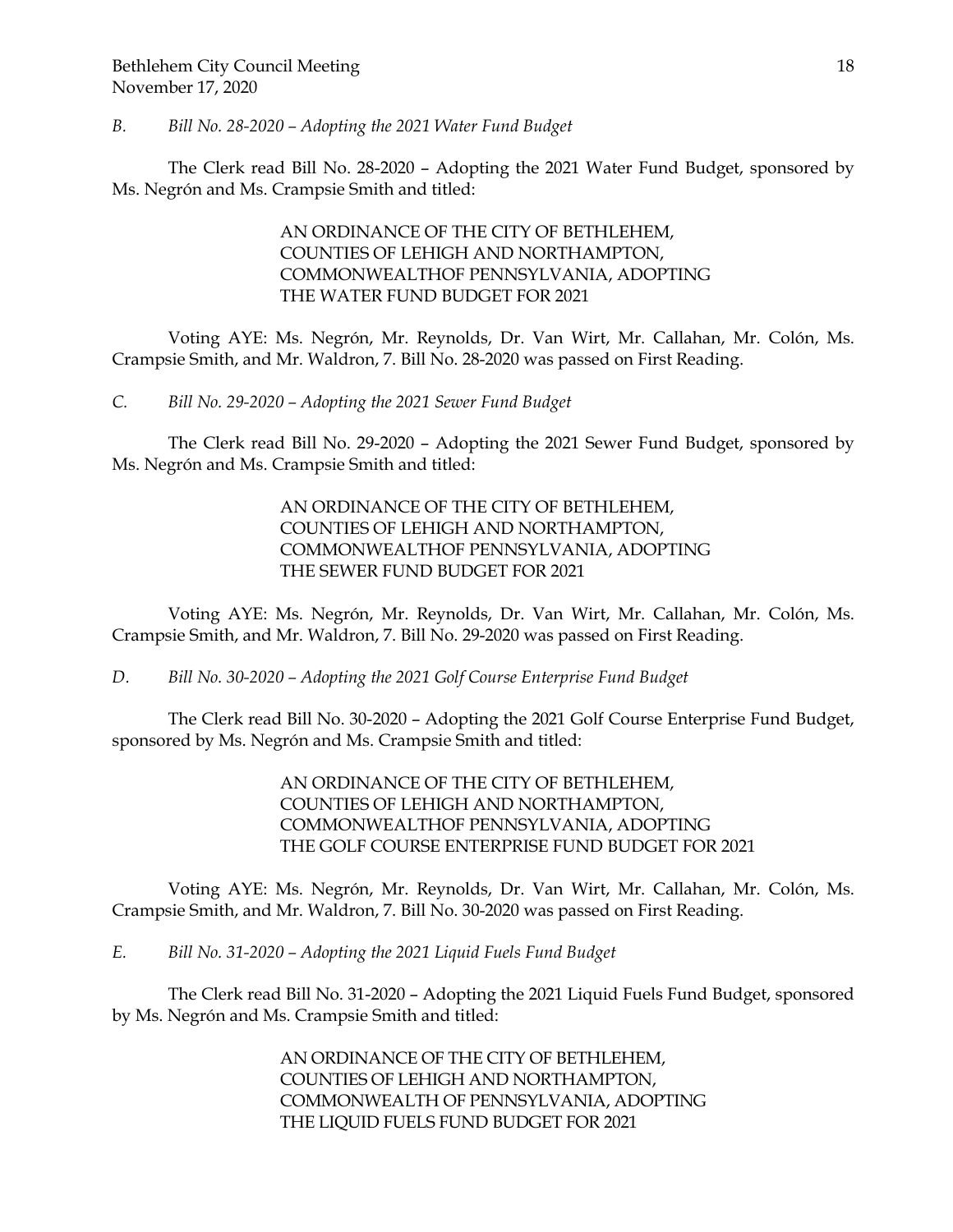*B. Bill No. 28-2020 – Adopting the 2021 Water Fund Budget*

The Clerk read Bill No. 28-2020 – Adopting the 2021 Water Fund Budget, sponsored by Ms. Negrón and Ms. Crampsie Smith and titled:

> AN ORDINANCE OF THE CITY OF BETHLEHEM,
> COUNTIES OF LEHIGH AND NORTHAMPTON,
> COMMONWEALTHOF PENNSYLVANIA, ADOPTING
> THE WATER FUND BUDGET FOR 2021

Voting AYE: Ms. Negrón, Mr. Reynolds, Dr. Van Wirt, Mr. Callahan, Mr. Colón, Ms. Crampsie Smith, and Mr. Waldron, 7. Bill No. 28-2020 was passed on First Reading.

*C. Bill No. 29-2020 – Adopting the 2021 Sewer Fund Budget*

The Clerk read Bill No. 29-2020 – Adopting the 2021 Sewer Fund Budget, sponsored by Ms. Negrón and Ms. Crampsie Smith and titled:

> AN ORDINANCE OF THE CITY OF BETHLEHEM,
> COUNTIES OF LEHIGH AND NORTHAMPTON,
> COMMONWEALTHOF PENNSYLVANIA, ADOPTING
> THE SEWER FUND BUDGET FOR 2021

Voting AYE: Ms. Negrón, Mr. Reynolds, Dr. Van Wirt, Mr. Callahan, Mr. Colón, Ms. Crampsie Smith, and Mr. Waldron, 7. Bill No. 29-2020 was passed on First Reading.

*D. Bill No. 30-2020 – Adopting the 2021 Golf Course Enterprise Fund Budget*

The Clerk read Bill No. 30-2020 – Adopting the 2021 Golf Course Enterprise Fund Budget, sponsored by Ms. Negrón and Ms. Crampsie Smith and titled:

> AN ORDINANCE OF THE CITY OF BETHLEHEM,
> COUNTIES OF LEHIGH AND NORTHAMPTON,
> COMMONWEALTHOF PENNSYLVANIA, ADOPTING
> THE GOLF COURSE ENTERPRISE FUND BUDGET FOR 2021

Voting AYE: Ms. Negrón, Mr. Reynolds, Dr. Van Wirt, Mr. Callahan, Mr. Colón, Ms. Crampsie Smith, and Mr. Waldron, 7. Bill No. 30-2020 was passed on First Reading.

*E. Bill No. 31-2020 – Adopting the 2021 Liquid Fuels Fund Budget*

The Clerk read Bill No. 31-2020 – Adopting the 2021 Liquid Fuels Fund Budget, sponsored by Ms. Negrón and Ms. Crampsie Smith and titled:

> AN ORDINANCE OF THE CITY OF BETHLEHEM,
> COUNTIES OF LEHIGH AND NORTHAMPTON,
> COMMONWEALTH OF PENNSYLVANIA, ADOPTING
> THE LIQUID FUELS FUND BUDGET FOR 2021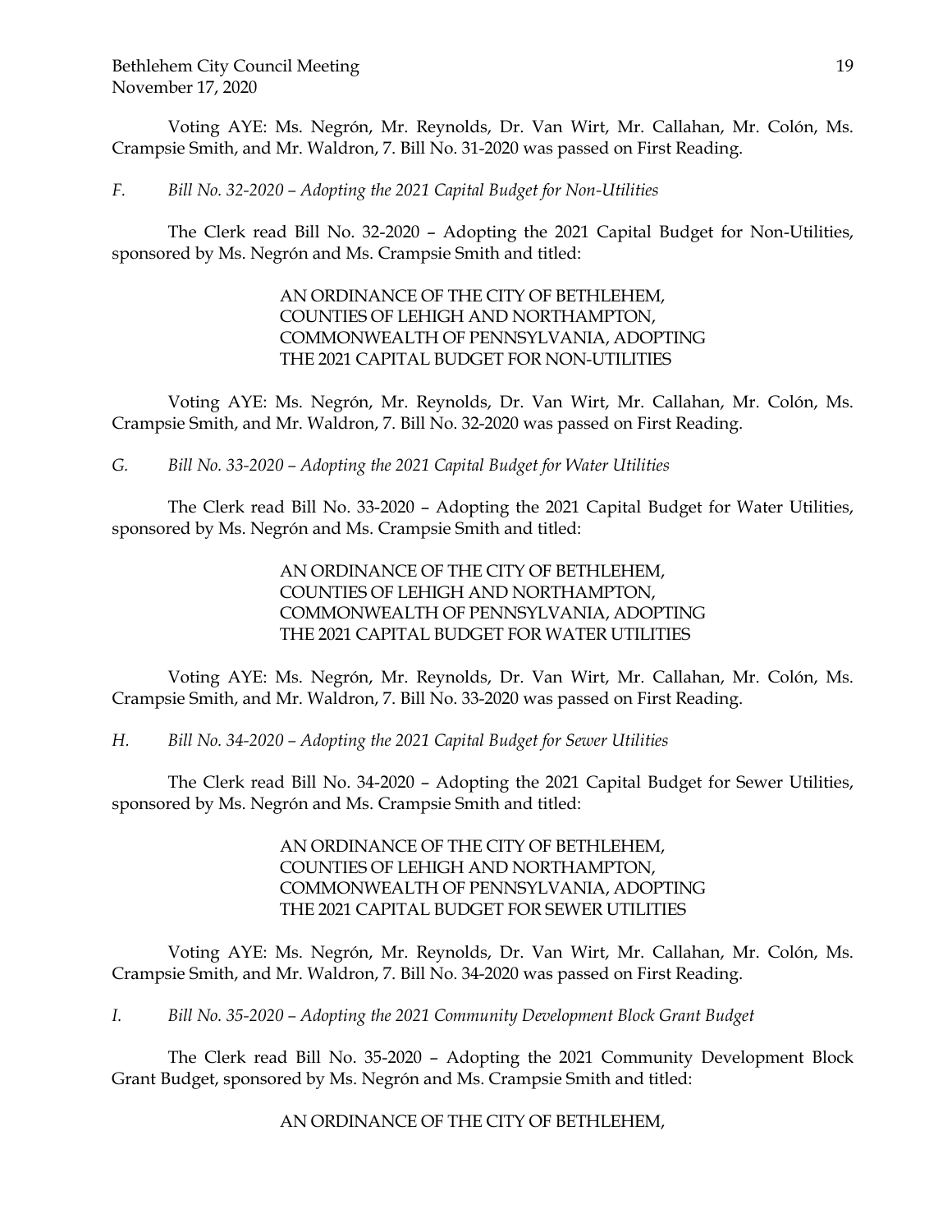Voting AYE: Ms. Negrón, Mr. Reynolds, Dr. Van Wirt, Mr. Callahan, Mr. Colón, Ms. Crampsie Smith, and Mr. Waldron, 7. Bill No. 31-2020 was passed on First Reading.

*F. Bill No. 32-2020 – Adopting the 2021 Capital Budget for Non-Utilities*

The Clerk read Bill No. 32-2020 – Adopting the 2021 Capital Budget for Non-Utilities, sponsored by Ms. Negrón and Ms. Crampsie Smith and titled:

AN ORDINANCE OF THE CITY OF BETHLEHEM, COUNTIES OF LEHIGH AND NORTHAMPTON, COMMONWEALTH OF PENNSYLVANIA, ADOPTING THE 2021 CAPITAL BUDGET FOR NON-UTILITIES

Voting AYE: Ms. Negrón, Mr. Reynolds, Dr. Van Wirt, Mr. Callahan, Mr. Colón, Ms. Crampsie Smith, and Mr. Waldron, 7. Bill No. 32-2020 was passed on First Reading.

*G. Bill No. 33-2020 – Adopting the 2021 Capital Budget for Water Utilities*

The Clerk read Bill No. 33-2020 – Adopting the 2021 Capital Budget for Water Utilities, sponsored by Ms. Negrón and Ms. Crampsie Smith and titled:

AN ORDINANCE OF THE CITY OF BETHLEHEM, COUNTIES OF LEHIGH AND NORTHAMPTON, COMMONWEALTH OF PENNSYLVANIA, ADOPTING THE 2021 CAPITAL BUDGET FOR WATER UTILITIES

Voting AYE: Ms. Negrón, Mr. Reynolds, Dr. Van Wirt, Mr. Callahan, Mr. Colón, Ms. Crampsie Smith, and Mr. Waldron, 7. Bill No. 33-2020 was passed on First Reading.

*H. Bill No. 34-2020 – Adopting the 2021 Capital Budget for Sewer Utilities*

The Clerk read Bill No. 34-2020 – Adopting the 2021 Capital Budget for Sewer Utilities, sponsored by Ms. Negrón and Ms. Crampsie Smith and titled:

AN ORDINANCE OF THE CITY OF BETHLEHEM, COUNTIES OF LEHIGH AND NORTHAMPTON, COMMONWEALTH OF PENNSYLVANIA, ADOPTING THE 2021 CAPITAL BUDGET FOR SEWER UTILITIES

Voting AYE: Ms. Negrón, Mr. Reynolds, Dr. Van Wirt, Mr. Callahan, Mr. Colón, Ms. Crampsie Smith, and Mr. Waldron, 7. Bill No. 34-2020 was passed on First Reading.

*I. Bill No. 35-2020 – Adopting the 2021 Community Development Block Grant Budget*

The Clerk read Bill No. 35-2020 – Adopting the 2021 Community Development Block Grant Budget, sponsored by Ms. Negrón and Ms. Crampsie Smith and titled:

AN ORDINANCE OF THE CITY OF BETHLEHEM,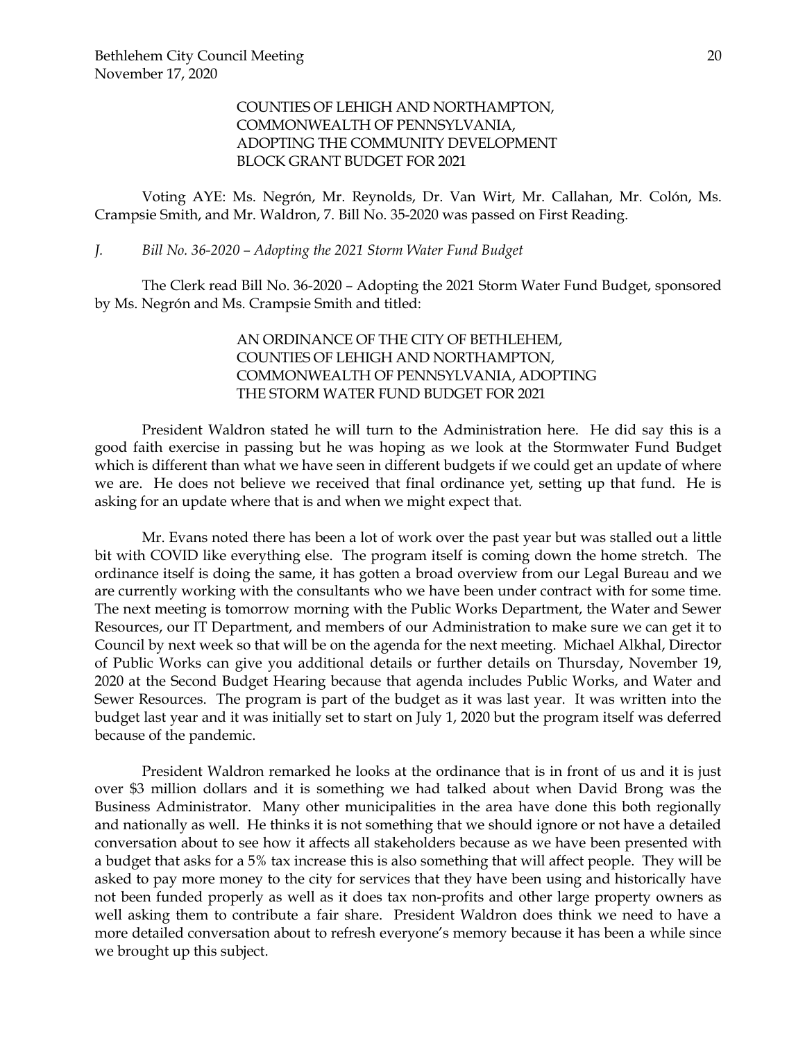COUNTIES OF LEHIGH AND NORTHAMPTON,
COMMONWEALTH OF PENNSYLVANIA,
ADOPTING THE COMMUNITY DEVELOPMENT
BLOCK GRANT BUDGET FOR 2021

Voting AYE: Ms. Negrón, Mr. Reynolds, Dr. Van Wirt, Mr. Callahan, Mr. Colón, Ms. Crampsie Smith, and Mr. Waldron, 7. Bill No. 35-2020 was passed on First Reading.

*J. Bill No. 36-2020 – Adopting the 2021 Storm Water Fund Budget*

The Clerk read Bill No. 36-2020 – Adopting the 2021 Storm Water Fund Budget, sponsored by Ms. Negrón and Ms. Crampsie Smith and titled:

AN ORDINANCE OF THE CITY OF BETHLEHEM,
COUNTIES OF LEHIGH AND NORTHAMPTON,
COMMONWEALTH OF PENNSYLVANIA, ADOPTING
THE STORM WATER FUND BUDGET FOR 2021

President Waldron stated he will turn to the Administration here. He did say this is a good faith exercise in passing but he was hoping as we look at the Stormwater Fund Budget which is different than what we have seen in different budgets if we could get an update of where we are. He does not believe we received that final ordinance yet, setting up that fund. He is asking for an update where that is and when we might expect that.

Mr. Evans noted there has been a lot of work over the past year but was stalled out a little bit with COVID like everything else. The program itself is coming down the home stretch. The ordinance itself is doing the same, it has gotten a broad overview from our Legal Bureau and we are currently working with the consultants who we have been under contract with for some time. The next meeting is tomorrow morning with the Public Works Department, the Water and Sewer Resources, our IT Department, and members of our Administration to make sure we can get it to Council by next week so that will be on the agenda for the next meeting. Michael Alkhal, Director of Public Works can give you additional details or further details on Thursday, November 19, 2020 at the Second Budget Hearing because that agenda includes Public Works, and Water and Sewer Resources. The program is part of the budget as it was last year. It was written into the budget last year and it was initially set to start on July 1, 2020 but the program itself was deferred because of the pandemic.

President Waldron remarked he looks at the ordinance that is in front of us and it is just over $3 million dollars and it is something we had talked about when David Brong was the Business Administrator. Many other municipalities in the area have done this both regionally and nationally as well. He thinks it is not something that we should ignore or not have a detailed conversation about to see how it affects all stakeholders because as we have been presented with a budget that asks for a 5% tax increase this is also something that will affect people. They will be asked to pay more money to the city for services that they have been using and historically have not been funded properly as well as it does tax non-profits and other large property owners as well asking them to contribute a fair share. President Waldron does think we need to have a more detailed conversation about to refresh everyone's memory because it has been a while since we brought up this subject.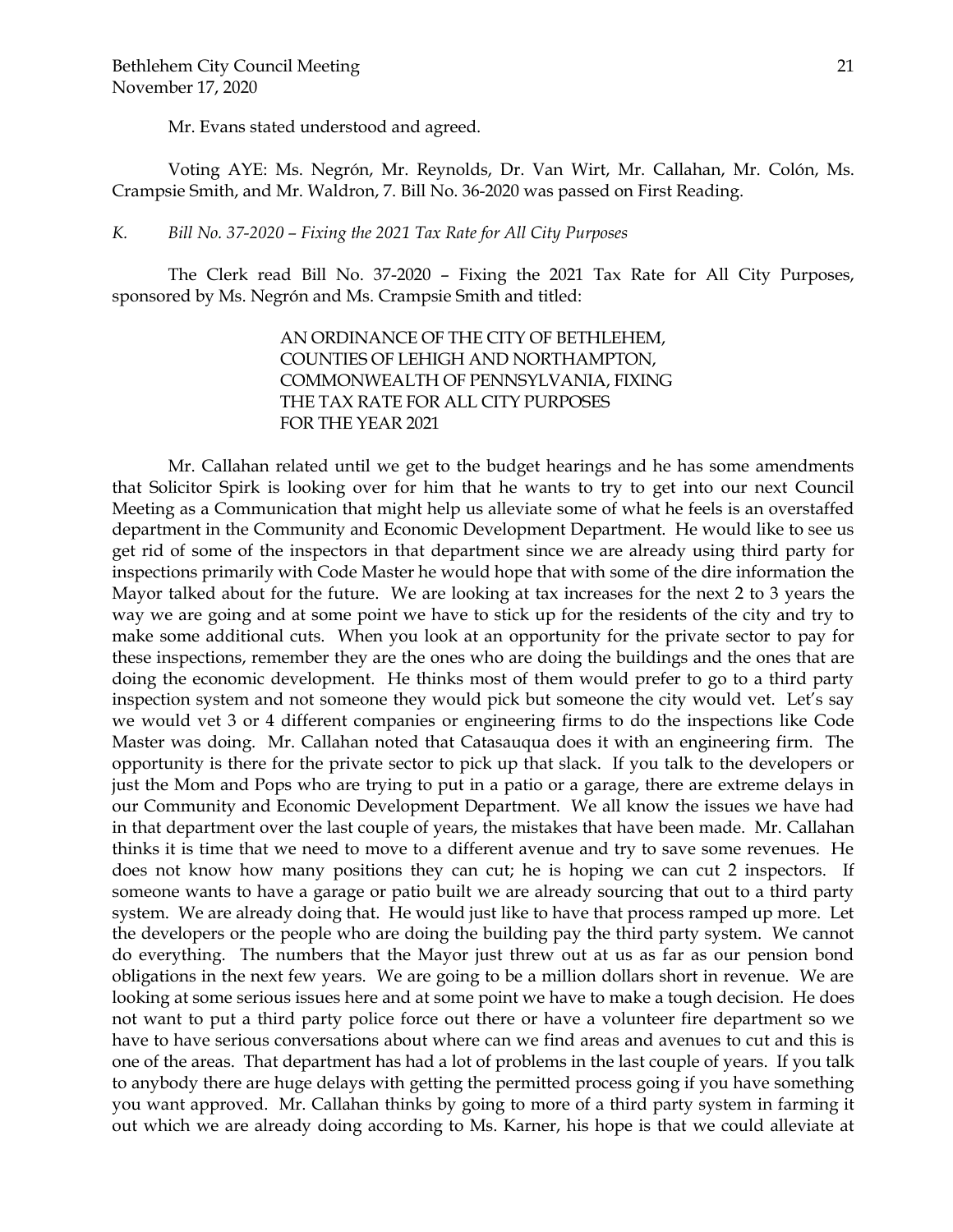Mr. Evans stated understood and agreed.

Voting AYE: Ms. Negrón, Mr. Reynolds, Dr. Van Wirt, Mr. Callahan, Mr. Colón, Ms. Crampsie Smith, and Mr. Waldron, 7. Bill No. 36-2020 was passed on First Reading.

*K. Bill No. 37-2020 – Fixing the 2021 Tax Rate for All City Purposes*

The Clerk read Bill No. 37-2020 – Fixing the 2021 Tax Rate for All City Purposes, sponsored by Ms. Negrón and Ms. Crampsie Smith and titled:

> AN ORDINANCE OF THE CITY OF BETHLEHEM,
> COUNTIES OF LEHIGH AND NORTHAMPTON,
> COMMONWEALTH OF PENNSYLVANIA, FIXING
> THE TAX RATE FOR ALL CITY PURPOSES
> FOR THE YEAR 2021

Mr. Callahan related until we get to the budget hearings and he has some amendments that Solicitor Spirk is looking over for him that he wants to try to get into our next Council Meeting as a Communication that might help us alleviate some of what he feels is an overstaffed department in the Community and Economic Development Department. He would like to see us get rid of some of the inspectors in that department since we are already using third party for inspections primarily with Code Master he would hope that with some of the dire information the Mayor talked about for the future. We are looking at tax increases for the next 2 to 3 years the way we are going and at some point we have to stick up for the residents of the city and try to make some additional cuts. When you look at an opportunity for the private sector to pay for these inspections, remember they are the ones who are doing the buildings and the ones that are doing the economic development. He thinks most of them would prefer to go to a third party inspection system and not someone they would pick but someone the city would vet. Let's say we would vet 3 or 4 different companies or engineering firms to do the inspections like Code Master was doing. Mr. Callahan noted that Catasauqua does it with an engineering firm. The opportunity is there for the private sector to pick up that slack. If you talk to the developers or just the Mom and Pops who are trying to put in a patio or a garage, there are extreme delays in our Community and Economic Development Department. We all know the issues we have had in that department over the last couple of years, the mistakes that have been made. Mr. Callahan thinks it is time that we need to move to a different avenue and try to save some revenues. He does not know how many positions they can cut; he is hoping we can cut 2 inspectors. If someone wants to have a garage or patio built we are already sourcing that out to a third party system. We are already doing that. He would just like to have that process ramped up more. Let the developers or the people who are doing the building pay the third party system. We cannot do everything. The numbers that the Mayor just threw out at us as far as our pension bond obligations in the next few years. We are going to be a million dollars short in revenue. We are looking at some serious issues here and at some point we have to make a tough decision. He does not want to put a third party police force out there or have a volunteer fire department so we have to have serious conversations about where can we find areas and avenues to cut and this is one of the areas. That department has had a lot of problems in the last couple of years. If you talk to anybody there are huge delays with getting the permitted process going if you have something you want approved. Mr. Callahan thinks by going to more of a third party system in farming it out which we are already doing according to Ms. Karner, his hope is that we could alleviate at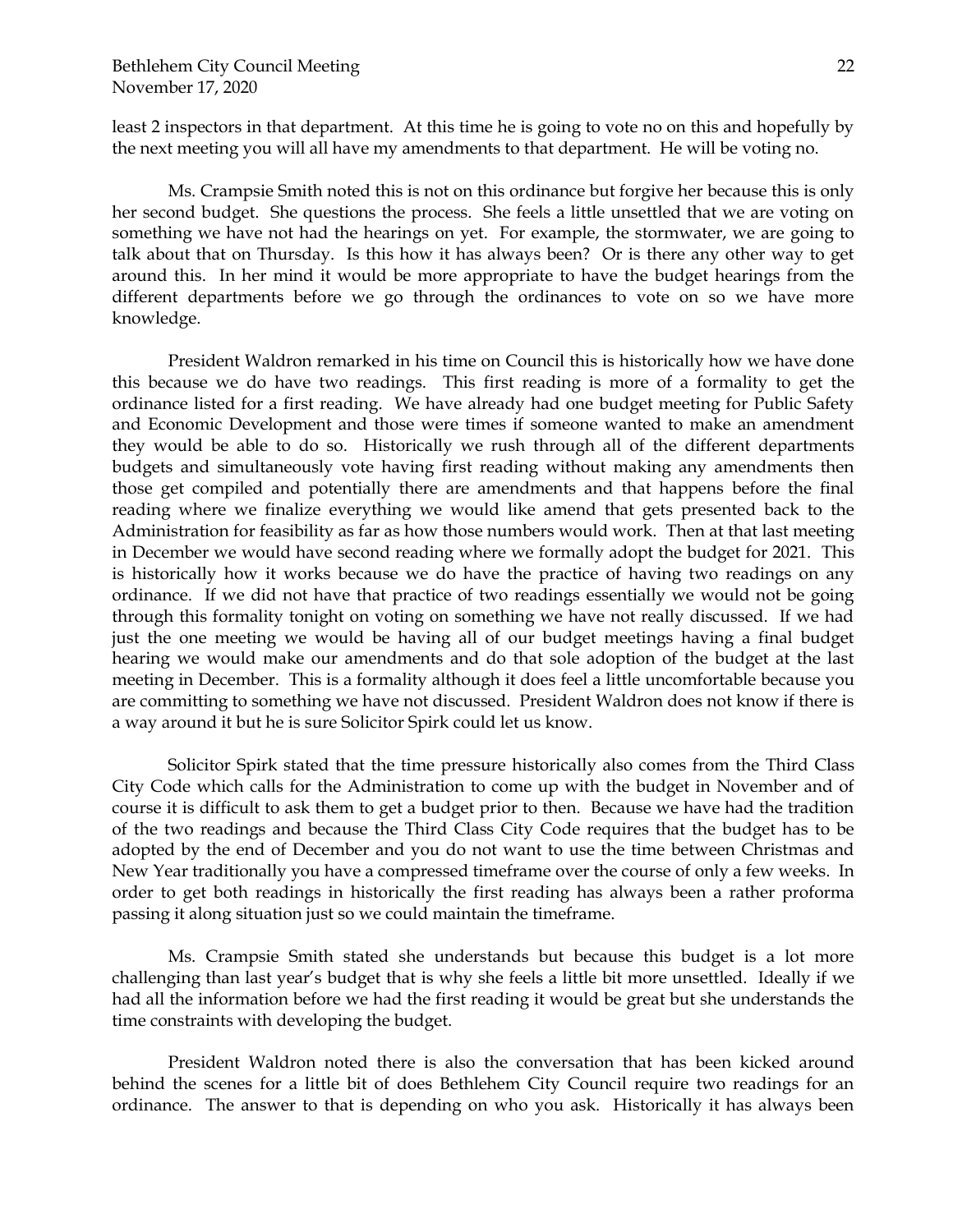least 2 inspectors in that department. At this time he is going to vote no on this and hopefully by the next meeting you will all have my amendments to that department. He will be voting no.

Ms. Crampsie Smith noted this is not on this ordinance but forgive her because this is only her second budget. She questions the process. She feels a little unsettled that we are voting on something we have not had the hearings on yet. For example, the stormwater, we are going to talk about that on Thursday. Is this how it has always been? Or is there any other way to get around this. In her mind it would be more appropriate to have the budget hearings from the different departments before we go through the ordinances to vote on so we have more knowledge.

President Waldron remarked in his time on Council this is historically how we have done this because we do have two readings. This first reading is more of a formality to get the ordinance listed for a first reading. We have already had one budget meeting for Public Safety and Economic Development and those were times if someone wanted to make an amendment they would be able to do so. Historically we rush through all of the different departments budgets and simultaneously vote having first reading without making any amendments then those get compiled and potentially there are amendments and that happens before the final reading where we finalize everything we would like amend that gets presented back to the Administration for feasibility as far as how those numbers would work. Then at that last meeting in December we would have second reading where we formally adopt the budget for 2021. This is historically how it works because we do have the practice of having two readings on any ordinance. If we did not have that practice of two readings essentially we would not be going through this formality tonight on voting on something we have not really discussed. If we had just the one meeting we would be having all of our budget meetings having a final budget hearing we would make our amendments and do that sole adoption of the budget at the last meeting in December. This is a formality although it does feel a little uncomfortable because you are committing to something we have not discussed. President Waldron does not know if there is a way around it but he is sure Solicitor Spirk could let us know.

Solicitor Spirk stated that the time pressure historically also comes from the Third Class City Code which calls for the Administration to come up with the budget in November and of course it is difficult to ask them to get a budget prior to then. Because we have had the tradition of the two readings and because the Third Class City Code requires that the budget has to be adopted by the end of December and you do not want to use the time between Christmas and New Year traditionally you have a compressed timeframe over the course of only a few weeks. In order to get both readings in historically the first reading has always been a rather proforma passing it along situation just so we could maintain the timeframe.

Ms. Crampsie Smith stated she understands but because this budget is a lot more challenging than last year's budget that is why she feels a little bit more unsettled. Ideally if we had all the information before we had the first reading it would be great but she understands the time constraints with developing the budget.

President Waldron noted there is also the conversation that has been kicked around behind the scenes for a little bit of does Bethlehem City Council require two readings for an ordinance. The answer to that is depending on who you ask. Historically it has always been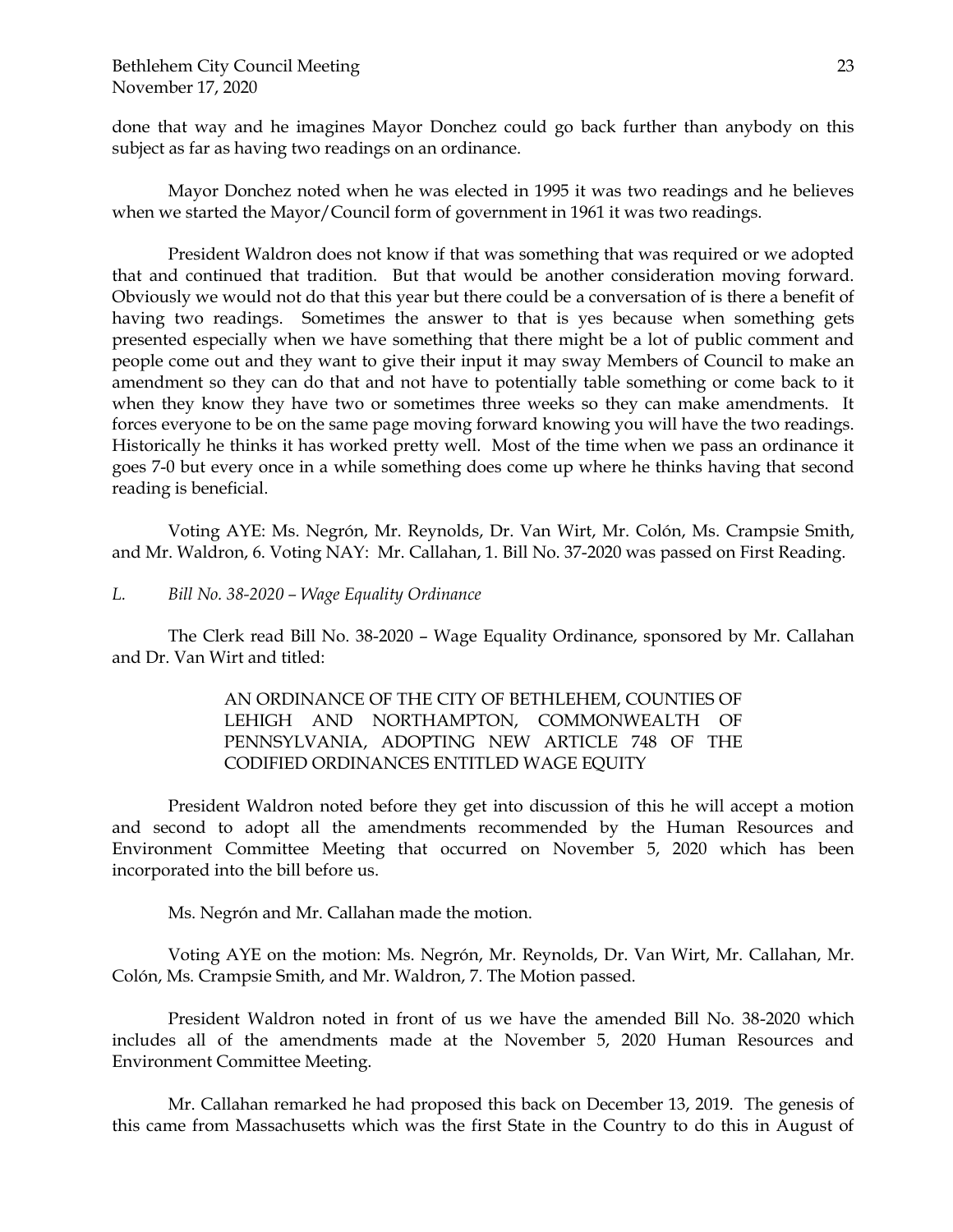done that way and he imagines Mayor Donchez could go back further than anybody on this subject as far as having two readings on an ordinance.

Mayor Donchez noted when he was elected in 1995 it was two readings and he believes when we started the Mayor/Council form of government in 1961 it was two readings.

President Waldron does not know if that was something that was required or we adopted that and continued that tradition. But that would be another consideration moving forward. Obviously we would not do that this year but there could be a conversation of is there a benefit of having two readings. Sometimes the answer to that is yes because when something gets presented especially when we have something that there might be a lot of public comment and people come out and they want to give their input it may sway Members of Council to make an amendment so they can do that and not have to potentially table something or come back to it when they know they have two or sometimes three weeks so they can make amendments. It forces everyone to be on the same page moving forward knowing you will have the two readings. Historically he thinks it has worked pretty well. Most of the time when we pass an ordinance it goes 7-0 but every once in a while something does come up where he thinks having that second reading is beneficial.

Voting AYE: Ms. Negrón, Mr. Reynolds, Dr. Van Wirt, Mr. Colón, Ms. Crampsie Smith, and Mr. Waldron, 6. Voting NAY: Mr. Callahan, 1. Bill No. 37-2020 was passed on First Reading.

*L. Bill No. 38-2020 – Wage Equality Ordinance*

The Clerk read Bill No. 38-2020 – Wage Equality Ordinance, sponsored by Mr. Callahan and Dr. Van Wirt and titled:

> AN ORDINANCE OF THE CITY OF BETHLEHEM, COUNTIES OF LEHIGH AND NORTHAMPTON, COMMONWEALTH OF PENNSYLVANIA, ADOPTING NEW ARTICLE 748 OF THE CODIFIED ORDINANCES ENTITLED WAGE EQUITY

President Waldron noted before they get into discussion of this he will accept a motion and second to adopt all the amendments recommended by the Human Resources and Environment Committee Meeting that occurred on November 5, 2020 which has been incorporated into the bill before us.

Ms. Negrón and Mr. Callahan made the motion.

Voting AYE on the motion: Ms. Negrón, Mr. Reynolds, Dr. Van Wirt, Mr. Callahan, Mr. Colón, Ms. Crampsie Smith, and Mr. Waldron, 7. The Motion passed.

President Waldron noted in front of us we have the amended Bill No. 38-2020 which includes all of the amendments made at the November 5, 2020 Human Resources and Environment Committee Meeting.

Mr. Callahan remarked he had proposed this back on December 13, 2019. The genesis of this came from Massachusetts which was the first State in the Country to do this in August of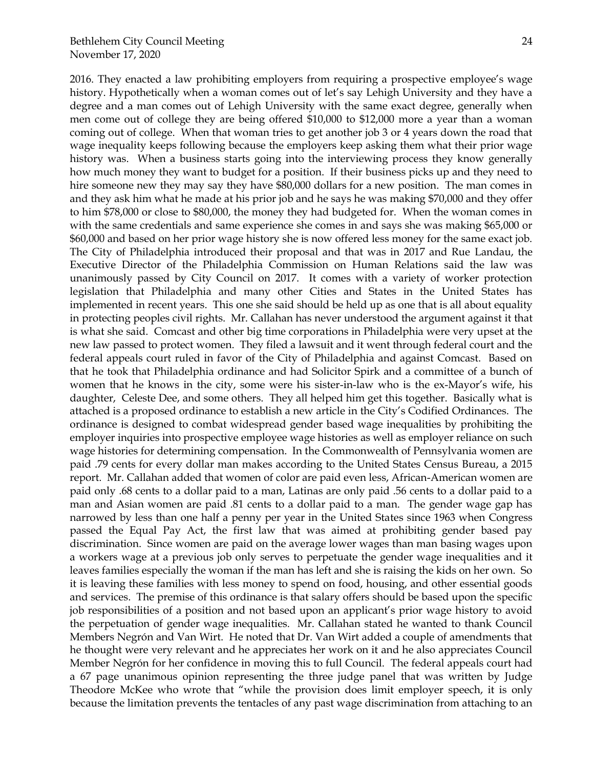2016. They enacted a law prohibiting employers from requiring a prospective employee's wage history. Hypothetically when a woman comes out of let's say Lehigh University and they have a degree and a man comes out of Lehigh University with the same exact degree, generally when men come out of college they are being offered $10,000 to $12,000 more a year than a woman coming out of college. When that woman tries to get another job 3 or 4 years down the road that wage inequality keeps following because the employers keep asking them what their prior wage history was. When a business starts going into the interviewing process they know generally how much money they want to budget for a position. If their business picks up and they need to hire someone new they may say they have $80,000 dollars for a new position. The man comes in and they ask him what he made at his prior job and he says he was making $70,000 and they offer to him $78,000 or close to $80,000, the money they had budgeted for. When the woman comes in with the same credentials and same experience she comes in and says she was making $65,000 or $60,000 and based on her prior wage history she is now offered less money for the same exact job. The City of Philadelphia introduced their proposal and that was in 2017 and Rue Landau, the Executive Director of the Philadelphia Commission on Human Relations said the law was unanimously passed by City Council on 2017. It comes with a variety of worker protection legislation that Philadelphia and many other Cities and States in the United States has implemented in recent years. This one she said should be held up as one that is all about equality in protecting peoples civil rights. Mr. Callahan has never understood the argument against it that is what she said. Comcast and other big time corporations in Philadelphia were very upset at the new law passed to protect women. They filed a lawsuit and it went through federal court and the federal appeals court ruled in favor of the City of Philadelphia and against Comcast. Based on that he took that Philadelphia ordinance and had Solicitor Spirk and a committee of a bunch of women that he knows in the city, some were his sister-in-law who is the ex-Mayor's wife, his daughter, Celeste Dee, and some others. They all helped him get this together. Basically what is attached is a proposed ordinance to establish a new article in the City's Codified Ordinances. The ordinance is designed to combat widespread gender based wage inequalities by prohibiting the employer inquiries into prospective employee wage histories as well as employer reliance on such wage histories for determining compensation. In the Commonwealth of Pennsylvania women are paid .79 cents for every dollar man makes according to the United States Census Bureau, a 2015 report. Mr. Callahan added that women of color are paid even less, African-American women are paid only .68 cents to a dollar paid to a man, Latinas are only paid .56 cents to a dollar paid to a man and Asian women are paid .81 cents to a dollar paid to a man. The gender wage gap has narrowed by less than one half a penny per year in the United States since 1963 when Congress passed the Equal Pay Act, the first law that was aimed at prohibiting gender based pay discrimination. Since women are paid on the average lower wages than man basing wages upon a workers wage at a previous job only serves to perpetuate the gender wage inequalities and it leaves families especially the woman if the man has left and she is raising the kids on her own. So it is leaving these families with less money to spend on food, housing, and other essential goods and services. The premise of this ordinance is that salary offers should be based upon the specific job responsibilities of a position and not based upon an applicant's prior wage history to avoid the perpetuation of gender wage inequalities. Mr. Callahan stated he wanted to thank Council Members Negrón and Van Wirt. He noted that Dr. Van Wirt added a couple of amendments that he thought were very relevant and he appreciates her work on it and he also appreciates Council Member Negrón for her confidence in moving this to full Council. The federal appeals court had a 67 page unanimous opinion representing the three judge panel that was written by Judge Theodore McKee who wrote that "while the provision does limit employer speech, it is only because the limitation prevents the tentacles of any past wage discrimination from attaching to an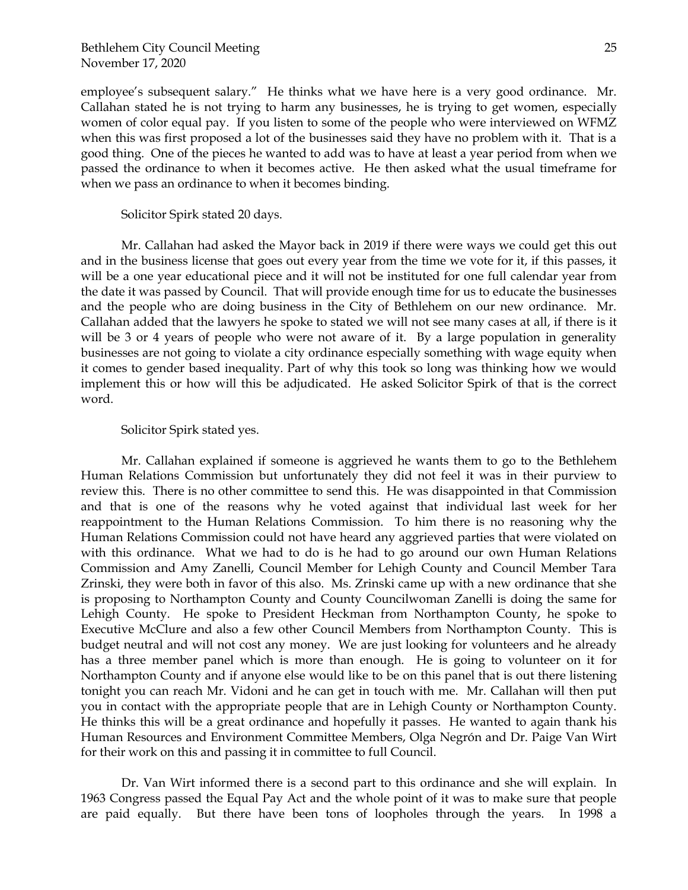employee's subsequent salary." He thinks what we have here is a very good ordinance. Mr. Callahan stated he is not trying to harm any businesses, he is trying to get women, especially women of color equal pay. If you listen to some of the people who were interviewed on WFMZ when this was first proposed a lot of the businesses said they have no problem with it. That is a good thing. One of the pieces he wanted to add was to have at least a year period from when we passed the ordinance to when it becomes active. He then asked what the usual timeframe for when we pass an ordinance to when it becomes binding.

Solicitor Spirk stated 20 days.

Mr. Callahan had asked the Mayor back in 2019 if there were ways we could get this out and in the business license that goes out every year from the time we vote for it, if this passes, it will be a one year educational piece and it will not be instituted for one full calendar year from the date it was passed by Council. That will provide enough time for us to educate the businesses and the people who are doing business in the City of Bethlehem on our new ordinance. Mr. Callahan added that the lawyers he spoke to stated we will not see many cases at all, if there is it will be 3 or 4 years of people who were not aware of it. By a large population in generality businesses are not going to violate a city ordinance especially something with wage equity when it comes to gender based inequality. Part of why this took so long was thinking how we would implement this or how will this be adjudicated. He asked Solicitor Spirk of that is the correct word.

Solicitor Spirk stated yes.

Mr. Callahan explained if someone is aggrieved he wants them to go to the Bethlehem Human Relations Commission but unfortunately they did not feel it was in their purview to review this. There is no other committee to send this. He was disappointed in that Commission and that is one of the reasons why he voted against that individual last week for her reappointment to the Human Relations Commission. To him there is no reasoning why the Human Relations Commission could not have heard any aggrieved parties that were violated on with this ordinance. What we had to do is he had to go around our own Human Relations Commission and Amy Zanelli, Council Member for Lehigh County and Council Member Tara Zrinski, they were both in favor of this also. Ms. Zrinski came up with a new ordinance that she is proposing to Northampton County and County Councilwoman Zanelli is doing the same for Lehigh County. He spoke to President Heckman from Northampton County, he spoke to Executive McClure and also a few other Council Members from Northampton County. This is budget neutral and will not cost any money. We are just looking for volunteers and he already has a three member panel which is more than enough. He is going to volunteer on it for Northampton County and if anyone else would like to be on this panel that is out there listening tonight you can reach Mr. Vidoni and he can get in touch with me. Mr. Callahan will then put you in contact with the appropriate people that are in Lehigh County or Northampton County. He thinks this will be a great ordinance and hopefully it passes. He wanted to again thank his Human Resources and Environment Committee Members, Olga Negrón and Dr. Paige Van Wirt for their work on this and passing it in committee to full Council.

Dr. Van Wirt informed there is a second part to this ordinance and she will explain. In 1963 Congress passed the Equal Pay Act and the whole point of it was to make sure that people are paid equally. But there have been tons of loopholes through the years. In 1998 a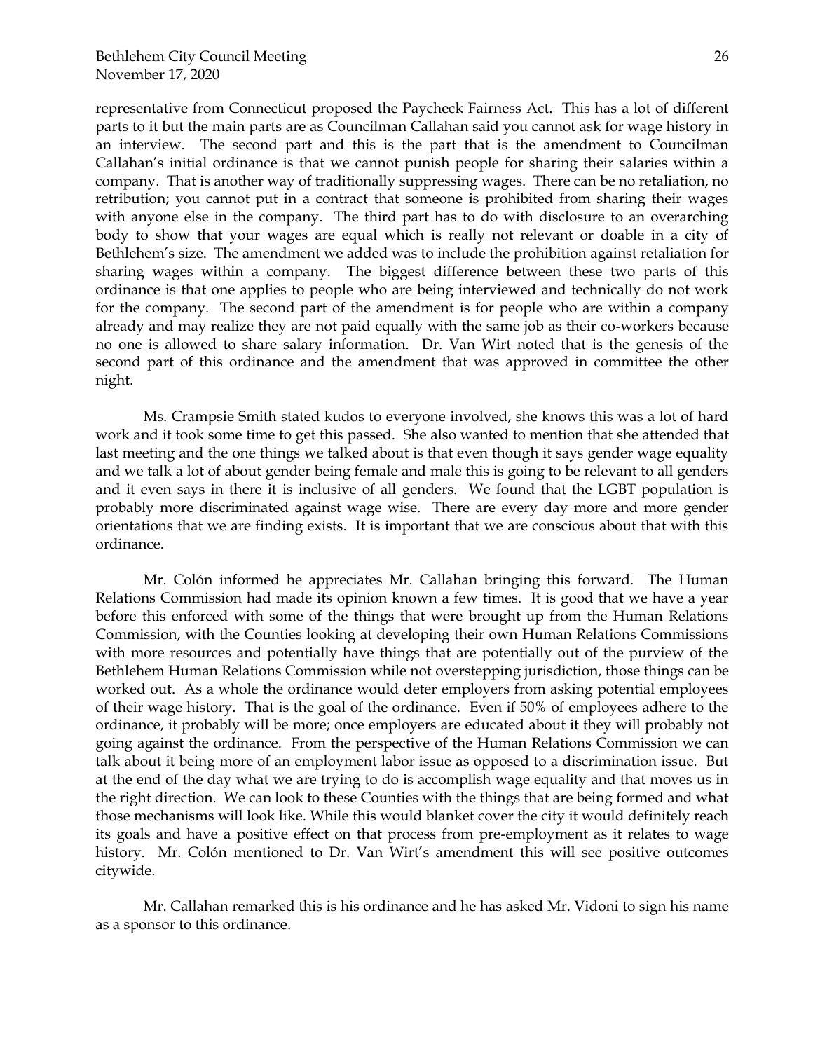representative from Connecticut proposed the Paycheck Fairness Act. This has a lot of different parts to it but the main parts are as Councilman Callahan said you cannot ask for wage history in an interview. The second part and this is the part that is the amendment to Councilman Callahan's initial ordinance is that we cannot punish people for sharing their salaries within a company. That is another way of traditionally suppressing wages. There can be no retaliation, no retribution; you cannot put in a contract that someone is prohibited from sharing their wages with anyone else in the company. The third part has to do with disclosure to an overarching body to show that your wages are equal which is really not relevant or doable in a city of Bethlehem's size. The amendment we added was to include the prohibition against retaliation for sharing wages within a company. The biggest difference between these two parts of this ordinance is that one applies to people who are being interviewed and technically do not work for the company. The second part of the amendment is for people who are within a company already and may realize they are not paid equally with the same job as their co-workers because no one is allowed to share salary information. Dr. Van Wirt noted that is the genesis of the second part of this ordinance and the amendment that was approved in committee the other night.

Ms. Crampsie Smith stated kudos to everyone involved, she knows this was a lot of hard work and it took some time to get this passed. She also wanted to mention that she attended that last meeting and the one things we talked about is that even though it says gender wage equality and we talk a lot of about gender being female and male this is going to be relevant to all genders and it even says in there it is inclusive of all genders. We found that the LGBT population is probably more discriminated against wage wise. There are every day more and more gender orientations that we are finding exists. It is important that we are conscious about that with this ordinance.

Mr. Colón informed he appreciates Mr. Callahan bringing this forward. The Human Relations Commission had made its opinion known a few times. It is good that we have a year before this enforced with some of the things that were brought up from the Human Relations Commission, with the Counties looking at developing their own Human Relations Commissions with more resources and potentially have things that are potentially out of the purview of the Bethlehem Human Relations Commission while not overstepping jurisdiction, those things can be worked out. As a whole the ordinance would deter employers from asking potential employees of their wage history. That is the goal of the ordinance. Even if 50% of employees adhere to the ordinance, it probably will be more; once employers are educated about it they will probably not going against the ordinance. From the perspective of the Human Relations Commission we can talk about it being more of an employment labor issue as opposed to a discrimination issue. But at the end of the day what we are trying to do is accomplish wage equality and that moves us in the right direction. We can look to these Counties with the things that are being formed and what those mechanisms will look like. While this would blanket cover the city it would definitely reach its goals and have a positive effect on that process from pre-employment as it relates to wage history. Mr. Colón mentioned to Dr. Van Wirt's amendment this will see positive outcomes citywide.

Mr. Callahan remarked this is his ordinance and he has asked Mr. Vidoni to sign his name as a sponsor to this ordinance.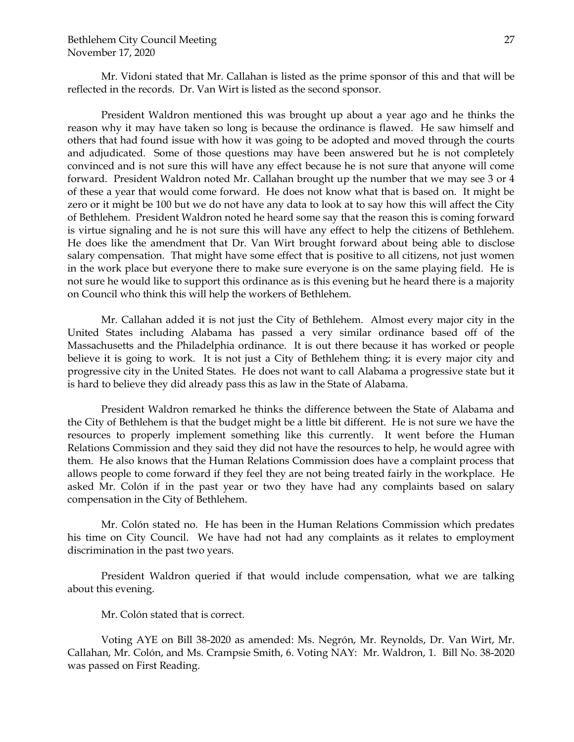Mr. Vidoni stated that Mr. Callahan is listed as the prime sponsor of this and that will be reflected in the records. Dr. Van Wirt is listed as the second sponsor.

President Waldron mentioned this was brought up about a year ago and he thinks the reason why it may have taken so long is because the ordinance is flawed. He saw himself and others that had found issue with how it was going to be adopted and moved through the courts and adjudicated. Some of those questions may have been answered but he is not completely convinced and is not sure this will have any effect because he is not sure that anyone will come forward. President Waldron noted Mr. Callahan brought up the number that we may see 3 or 4 of these a year that would come forward. He does not know what that is based on. It might be zero or it might be 100 but we do not have any data to look at to say how this will affect the City of Bethlehem. President Waldron noted he heard some say that the reason this is coming forward is virtue signaling and he is not sure this will have any effect to help the citizens of Bethlehem. He does like the amendment that Dr. Van Wirt brought forward about being able to disclose salary compensation. That might have some effect that is positive to all citizens, not just women in the work place but everyone there to make sure everyone is on the same playing field. He is not sure he would like to support this ordinance as is this evening but he heard there is a majority on Council who think this will help the workers of Bethlehem.

Mr. Callahan added it is not just the City of Bethlehem. Almost every major city in the United States including Alabama has passed a very similar ordinance based off of the Massachusetts and the Philadelphia ordinance. It is out there because it has worked or people believe it is going to work. It is not just a City of Bethlehem thing; it is every major city and progressive city in the United States. He does not want to call Alabama a progressive state but it is hard to believe they did already pass this as law in the State of Alabama.

President Waldron remarked he thinks the difference between the State of Alabama and the City of Bethlehem is that the budget might be a little bit different. He is not sure we have the resources to properly implement something like this currently. It went before the Human Relations Commission and they said they did not have the resources to help, he would agree with them. He also knows that the Human Relations Commission does have a complaint process that allows people to come forward if they feel they are not being treated fairly in the workplace. He asked Mr. Colón if in the past year or two they have had any complaints based on salary compensation in the City of Bethlehem.

Mr. Colón stated no. He has been in the Human Relations Commission which predates his time on City Council. We have had not had any complaints as it relates to employment discrimination in the past two years.

President Waldron queried if that would include compensation, what we are talking about this evening.

Mr. Colón stated that is correct.

Voting AYE on Bill 38-2020 as amended: Ms. Negrón, Mr. Reynolds, Dr. Van Wirt, Mr. Callahan, Mr. Colón, and Ms. Crampsie Smith, 6. Voting NAY: Mr. Waldron, 1. Bill No. 38-2020 was passed on First Reading.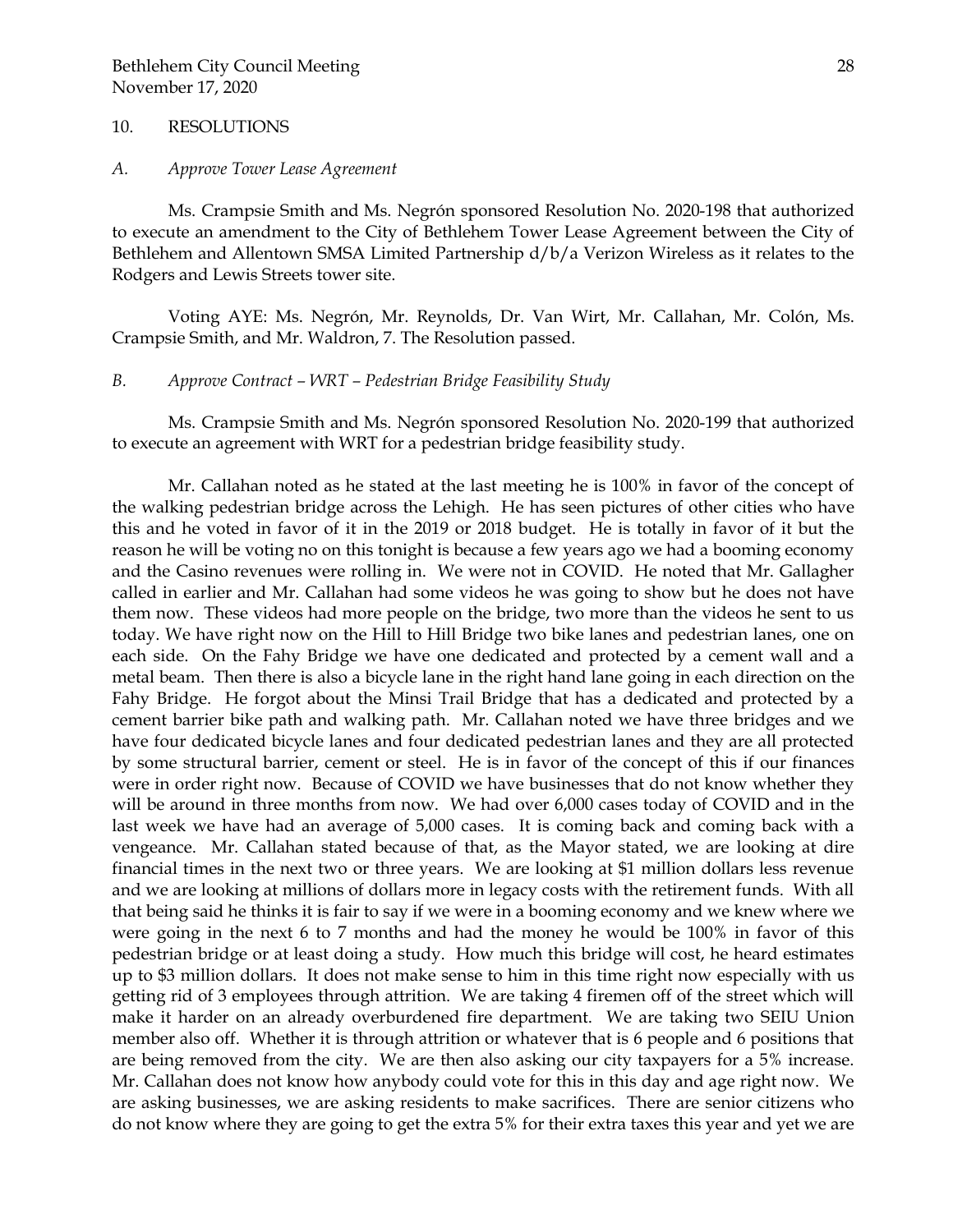## 10. RESOLUTIONS

### *A. Approve Tower Lease Agreement*

Ms. Crampsie Smith and Ms. Negrón sponsored Resolution No. 2020-198 that authorized to execute an amendment to the City of Bethlehem Tower Lease Agreement between the City of Bethlehem and Allentown SMSA Limited Partnership d/b/a Verizon Wireless as it relates to the Rodgers and Lewis Streets tower site.

Voting AYE: Ms. Negrón, Mr. Reynolds, Dr. Van Wirt, Mr. Callahan, Mr. Colón, Ms. Crampsie Smith, and Mr. Waldron, 7. The Resolution passed.

### *B. Approve Contract – WRT – Pedestrian Bridge Feasibility Study*

Ms. Crampsie Smith and Ms. Negrón sponsored Resolution No. 2020-199 that authorized to execute an agreement with WRT for a pedestrian bridge feasibility study.

Mr. Callahan noted as he stated at the last meeting he is 100% in favor of the concept of the walking pedestrian bridge across the Lehigh. He has seen pictures of other cities who have this and he voted in favor of it in the 2019 or 2018 budget. He is totally in favor of it but the reason he will be voting no on this tonight is because a few years ago we had a booming economy and the Casino revenues were rolling in. We were not in COVID. He noted that Mr. Gallagher called in earlier and Mr. Callahan had some videos he was going to show but he does not have them now. These videos had more people on the bridge, two more than the videos he sent to us today. We have right now on the Hill to Hill Bridge two bike lanes and pedestrian lanes, one on each side. On the Fahy Bridge we have one dedicated and protected by a cement wall and a metal beam. Then there is also a bicycle lane in the right hand lane going in each direction on the Fahy Bridge. He forgot about the Minsi Trail Bridge that has a dedicated and protected by a cement barrier bike path and walking path. Mr. Callahan noted we have three bridges and we have four dedicated bicycle lanes and four dedicated pedestrian lanes and they are all protected by some structural barrier, cement or steel. He is in favor of the concept of this if our finances were in order right now. Because of COVID we have businesses that do not know whether they will be around in three months from now. We had over 6,000 cases today of COVID and in the last week we have had an average of 5,000 cases. It is coming back and coming back with a vengeance. Mr. Callahan stated because of that, as the Mayor stated, we are looking at dire financial times in the next two or three years. We are looking at $1 million dollars less revenue and we are looking at millions of dollars more in legacy costs with the retirement funds. With all that being said he thinks it is fair to say if we were in a booming economy and we knew where we were going in the next 6 to 7 months and had the money he would be 100% in favor of this pedestrian bridge or at least doing a study. How much this bridge will cost, he heard estimates up to $3 million dollars. It does not make sense to him in this time right now especially with us getting rid of 3 employees through attrition. We are taking 4 firemen off of the street which will make it harder on an already overburdened fire department. We are taking two SEIU Union member also off. Whether it is through attrition or whatever that is 6 people and 6 positions that are being removed from the city. We are then also asking our city taxpayers for a 5% increase. Mr. Callahan does not know how anybody could vote for this in this day and age right now. We are asking businesses, we are asking residents to make sacrifices. There are senior citizens who do not know where they are going to get the extra 5% for their extra taxes this year and yet we are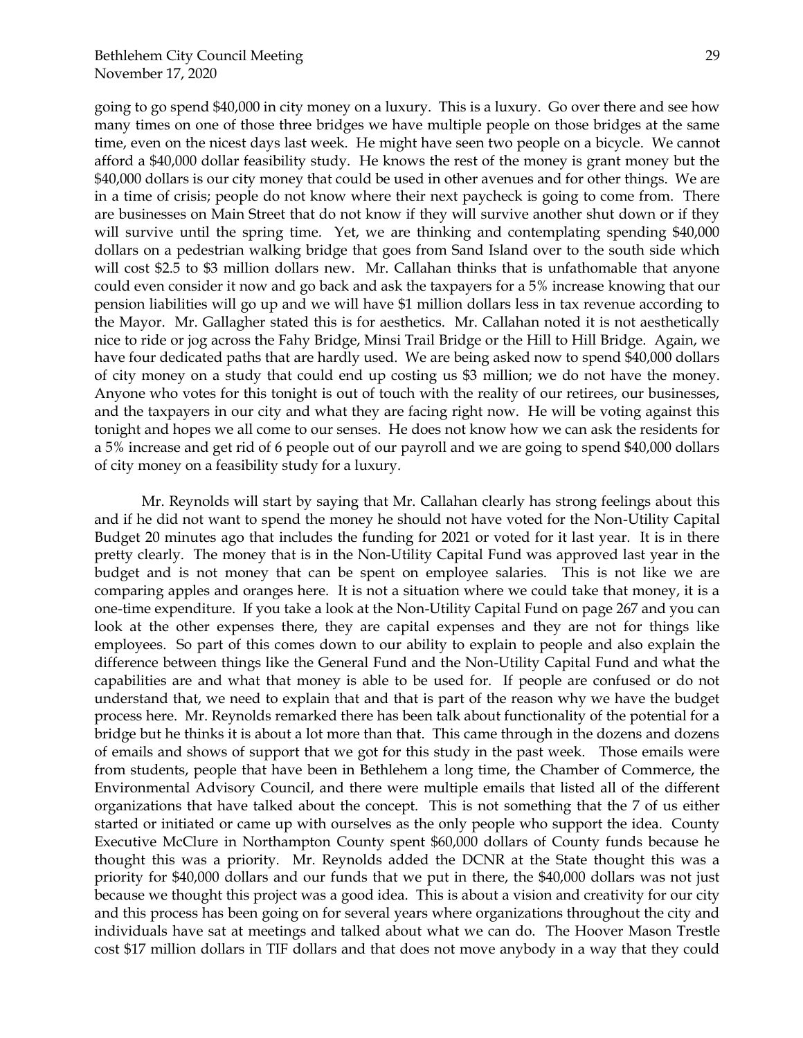going to go spend $40,000 in city money on a luxury. This is a luxury. Go over there and see how many times on one of those three bridges we have multiple people on those bridges at the same time, even on the nicest days last week. He might have seen two people on a bicycle. We cannot afford a $40,000 dollar feasibility study. He knows the rest of the money is grant money but the $40,000 dollars is our city money that could be used in other avenues and for other things. We are in a time of crisis; people do not know where their next paycheck is going to come from. There are businesses on Main Street that do not know if they will survive another shut down or if they will survive until the spring time. Yet, we are thinking and contemplating spending $40,000 dollars on a pedestrian walking bridge that goes from Sand Island over to the south side which will cost $2.5 to $3 million dollars new. Mr. Callahan thinks that is unfathomable that anyone could even consider it now and go back and ask the taxpayers for a 5% increase knowing that our pension liabilities will go up and we will have $1 million dollars less in tax revenue according to the Mayor. Mr. Gallagher stated this is for aesthetics. Mr. Callahan noted it is not aesthetically nice to ride or jog across the Fahy Bridge, Minsi Trail Bridge or the Hill to Hill Bridge. Again, we have four dedicated paths that are hardly used. We are being asked now to spend $40,000 dollars of city money on a study that could end up costing us $3 million; we do not have the money. Anyone who votes for this tonight is out of touch with the reality of our retirees, our businesses, and the taxpayers in our city and what they are facing right now. He will be voting against this tonight and hopes we all come to our senses. He does not know how we can ask the residents for a 5% increase and get rid of 6 people out of our payroll and we are going to spend $40,000 dollars of city money on a feasibility study for a luxury.

Mr. Reynolds will start by saying that Mr. Callahan clearly has strong feelings about this and if he did not want to spend the money he should not have voted for the Non-Utility Capital Budget 20 minutes ago that includes the funding for 2021 or voted for it last year. It is in there pretty clearly. The money that is in the Non-Utility Capital Fund was approved last year in the budget and is not money that can be spent on employee salaries. This is not like we are comparing apples and oranges here. It is not a situation where we could take that money, it is a one-time expenditure. If you take a look at the Non-Utility Capital Fund on page 267 and you can look at the other expenses there, they are capital expenses and they are not for things like employees. So part of this comes down to our ability to explain to people and also explain the difference between things like the General Fund and the Non-Utility Capital Fund and what the capabilities are and what that money is able to be used for. If people are confused or do not understand that, we need to explain that and that is part of the reason why we have the budget process here. Mr. Reynolds remarked there has been talk about functionality of the potential for a bridge but he thinks it is about a lot more than that. This came through in the dozens and dozens of emails and shows of support that we got for this study in the past week. Those emails were from students, people that have been in Bethlehem a long time, the Chamber of Commerce, the Environmental Advisory Council, and there were multiple emails that listed all of the different organizations that have talked about the concept. This is not something that the 7 of us either started or initiated or came up with ourselves as the only people who support the idea. County Executive McClure in Northampton County spent $60,000 dollars of County funds because he thought this was a priority. Mr. Reynolds added the DCNR at the State thought this was a priority for $40,000 dollars and our funds that we put in there, the $40,000 dollars was not just because we thought this project was a good idea. This is about a vision and creativity for our city and this process has been going on for several years where organizations throughout the city and individuals have sat at meetings and talked about what we can do. The Hoover Mason Trestle cost $17 million dollars in TIF dollars and that does not move anybody in a way that they could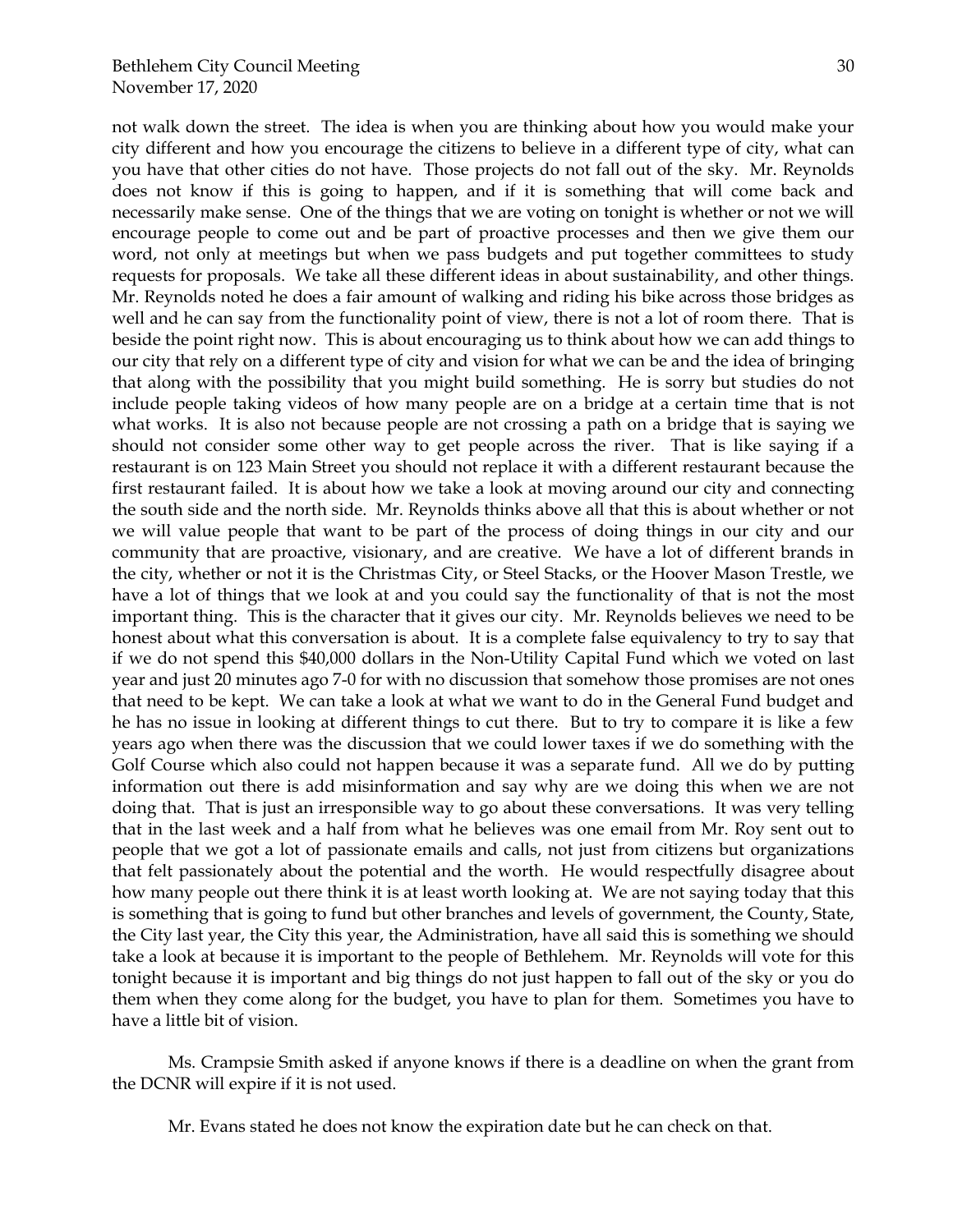not walk down the street. The idea is when you are thinking about how you would make your city different and how you encourage the citizens to believe in a different type of city, what can you have that other cities do not have. Those projects do not fall out of the sky. Mr. Reynolds does not know if this is going to happen, and if it is something that will come back and necessarily make sense. One of the things that we are voting on tonight is whether or not we will encourage people to come out and be part of proactive processes and then we give them our word, not only at meetings but when we pass budgets and put together committees to study requests for proposals. We take all these different ideas in about sustainability, and other things. Mr. Reynolds noted he does a fair amount of walking and riding his bike across those bridges as well and he can say from the functionality point of view, there is not a lot of room there. That is beside the point right now. This is about encouraging us to think about how we can add things to our city that rely on a different type of city and vision for what we can be and the idea of bringing that along with the possibility that you might build something. He is sorry but studies do not include people taking videos of how many people are on a bridge at a certain time that is not what works. It is also not because people are not crossing a path on a bridge that is saying we should not consider some other way to get people across the river. That is like saying if a restaurant is on 123 Main Street you should not replace it with a different restaurant because the first restaurant failed. It is about how we take a look at moving around our city and connecting the south side and the north side. Mr. Reynolds thinks above all that this is about whether or not we will value people that want to be part of the process of doing things in our city and our community that are proactive, visionary, and are creative. We have a lot of different brands in the city, whether or not it is the Christmas City, or Steel Stacks, or the Hoover Mason Trestle, we have a lot of things that we look at and you could say the functionality of that is not the most important thing. This is the character that it gives our city. Mr. Reynolds believes we need to be honest about what this conversation is about. It is a complete false equivalency to try to say that if we do not spend this $40,000 dollars in the Non-Utility Capital Fund which we voted on last year and just 20 minutes ago 7-0 for with no discussion that somehow those promises are not ones that need to be kept. We can take a look at what we want to do in the General Fund budget and he has no issue in looking at different things to cut there. But to try to compare it is like a few years ago when there was the discussion that we could lower taxes if we do something with the Golf Course which also could not happen because it was a separate fund. All we do by putting information out there is add misinformation and say why are we doing this when we are not doing that. That is just an irresponsible way to go about these conversations. It was very telling that in the last week and a half from what he believes was one email from Mr. Roy sent out to people that we got a lot of passionate emails and calls, not just from citizens but organizations that felt passionately about the potential and the worth. He would respectfully disagree about how many people out there think it is at least worth looking at. We are not saying today that this is something that is going to fund but other branches and levels of government, the County, State, the City last year, the City this year, the Administration, have all said this is something we should take a look at because it is important to the people of Bethlehem. Mr. Reynolds will vote for this tonight because it is important and big things do not just happen to fall out of the sky or you do them when they come along for the budget, you have to plan for them. Sometimes you have to have a little bit of vision.

Ms. Crampsie Smith asked if anyone knows if there is a deadline on when the grant from the DCNR will expire if it is not used.

Mr. Evans stated he does not know the expiration date but he can check on that.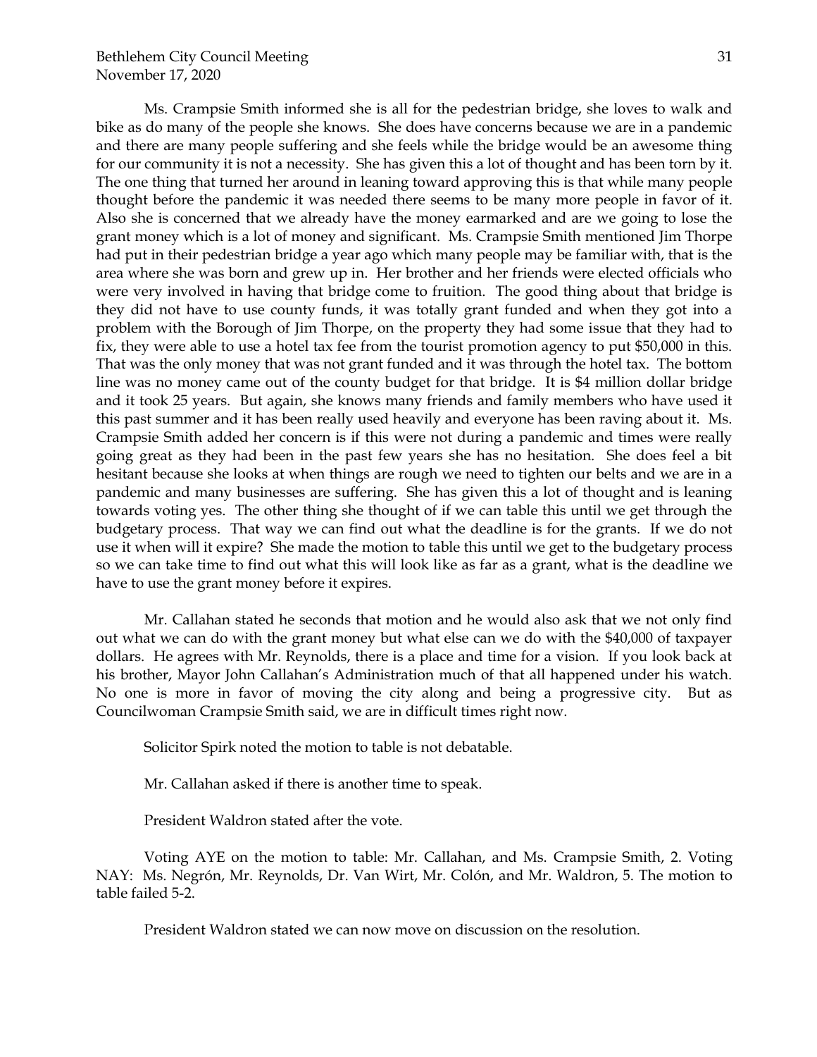Ms. Crampsie Smith informed she is all for the pedestrian bridge, she loves to walk and bike as do many of the people she knows. She does have concerns because we are in a pandemic and there are many people suffering and she feels while the bridge would be an awesome thing for our community it is not a necessity. She has given this a lot of thought and has been torn by it. The one thing that turned her around in leaning toward approving this is that while many people thought before the pandemic it was needed there seems to be many more people in favor of it. Also she is concerned that we already have the money earmarked and are we going to lose the grant money which is a lot of money and significant. Ms. Crampsie Smith mentioned Jim Thorpe had put in their pedestrian bridge a year ago which many people may be familiar with, that is the area where she was born and grew up in. Her brother and her friends were elected officials who were very involved in having that bridge come to fruition. The good thing about that bridge is they did not have to use county funds, it was totally grant funded and when they got into a problem with the Borough of Jim Thorpe, on the property they had some issue that they had to fix, they were able to use a hotel tax fee from the tourist promotion agency to put $50,000 in this. That was the only money that was not grant funded and it was through the hotel tax. The bottom line was no money came out of the county budget for that bridge. It is $4 million dollar bridge and it took 25 years. But again, she knows many friends and family members who have used it this past summer and it has been really used heavily and everyone has been raving about it. Ms. Crampsie Smith added her concern is if this were not during a pandemic and times were really going great as they had been in the past few years she has no hesitation. She does feel a bit hesitant because she looks at when things are rough we need to tighten our belts and we are in a pandemic and many businesses are suffering. She has given this a lot of thought and is leaning towards voting yes. The other thing she thought of if we can table this until we get through the budgetary process. That way we can find out what the deadline is for the grants. If we do not use it when will it expire? She made the motion to table this until we get to the budgetary process so we can take time to find out what this will look like as far as a grant, what is the deadline we have to use the grant money before it expires.

Mr. Callahan stated he seconds that motion and he would also ask that we not only find out what we can do with the grant money but what else can we do with the $40,000 of taxpayer dollars. He agrees with Mr. Reynolds, there is a place and time for a vision. If you look back at his brother, Mayor John Callahan's Administration much of that all happened under his watch. No one is more in favor of moving the city along and being a progressive city. But as Councilwoman Crampsie Smith said, we are in difficult times right now.

Solicitor Spirk noted the motion to table is not debatable.

Mr. Callahan asked if there is another time to speak.

President Waldron stated after the vote.

Voting AYE on the motion to table: Mr. Callahan, and Ms. Crampsie Smith, 2. Voting NAY: Ms. Negrón, Mr. Reynolds, Dr. Van Wirt, Mr. Colón, and Mr. Waldron, 5. The motion to table failed 5-2.

President Waldron stated we can now move on discussion on the resolution.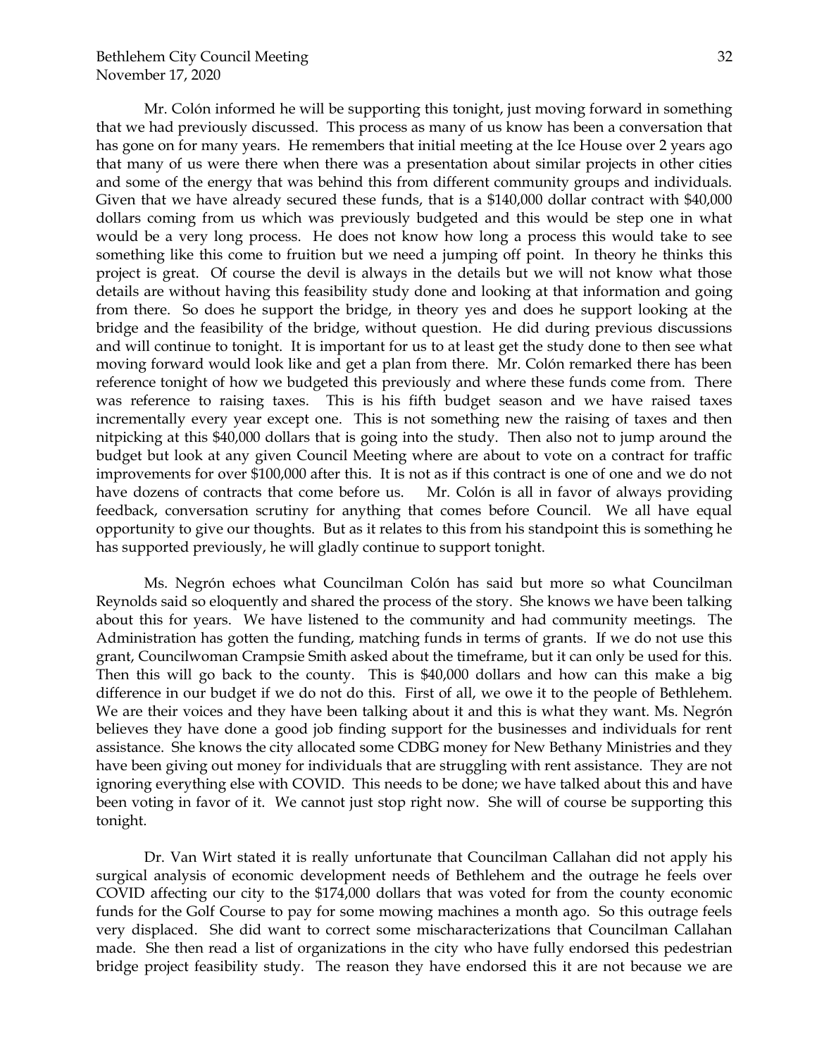Mr. Colón informed he will be supporting this tonight, just moving forward in something that we had previously discussed. This process as many of us know has been a conversation that has gone on for many years. He remembers that initial meeting at the Ice House over 2 years ago that many of us were there when there was a presentation about similar projects in other cities and some of the energy that was behind this from different community groups and individuals. Given that we have already secured these funds, that is a $140,000 dollar contract with $40,000 dollars coming from us which was previously budgeted and this would be step one in what would be a very long process. He does not know how long a process this would take to see something like this come to fruition but we need a jumping off point. In theory he thinks this project is great. Of course the devil is always in the details but we will not know what those details are without having this feasibility study done and looking at that information and going from there. So does he support the bridge, in theory yes and does he support looking at the bridge and the feasibility of the bridge, without question. He did during previous discussions and will continue to tonight. It is important for us to at least get the study done to then see what moving forward would look like and get a plan from there. Mr. Colón remarked there has been reference tonight of how we budgeted this previously and where these funds come from. There was reference to raising taxes. This is his fifth budget season and we have raised taxes incrementally every year except one. This is not something new the raising of taxes and then nitpicking at this $40,000 dollars that is going into the study. Then also not to jump around the budget but look at any given Council Meeting where are about to vote on a contract for traffic improvements for over $100,000 after this. It is not as if this contract is one of one and we do not have dozens of contracts that come before us. Mr. Colón is all in favor of always providing feedback, conversation scrutiny for anything that comes before Council. We all have equal opportunity to give our thoughts. But as it relates to this from his standpoint this is something he has supported previously, he will gladly continue to support tonight.

Ms. Negrón echoes what Councilman Colón has said but more so what Councilman Reynolds said so eloquently and shared the process of the story. She knows we have been talking about this for years. We have listened to the community and had community meetings. The Administration has gotten the funding, matching funds in terms of grants. If we do not use this grant, Councilwoman Crampsie Smith asked about the timeframe, but it can only be used for this. Then this will go back to the county. This is $40,000 dollars and how can this make a big difference in our budget if we do not do this. First of all, we owe it to the people of Bethlehem. We are their voices and they have been talking about it and this is what they want. Ms. Negrón believes they have done a good job finding support for the businesses and individuals for rent assistance. She knows the city allocated some CDBG money for New Bethany Ministries and they have been giving out money for individuals that are struggling with rent assistance. They are not ignoring everything else with COVID. This needs to be done; we have talked about this and have been voting in favor of it. We cannot just stop right now. She will of course be supporting this tonight.

Dr. Van Wirt stated it is really unfortunate that Councilman Callahan did not apply his surgical analysis of economic development needs of Bethlehem and the outrage he feels over COVID affecting our city to the $174,000 dollars that was voted for from the county economic funds for the Golf Course to pay for some mowing machines a month ago. So this outrage feels very displaced. She did want to correct some mischaracterizations that Councilman Callahan made. She then read a list of organizations in the city who have fully endorsed this pedestrian bridge project feasibility study. The reason they have endorsed this it are not because we are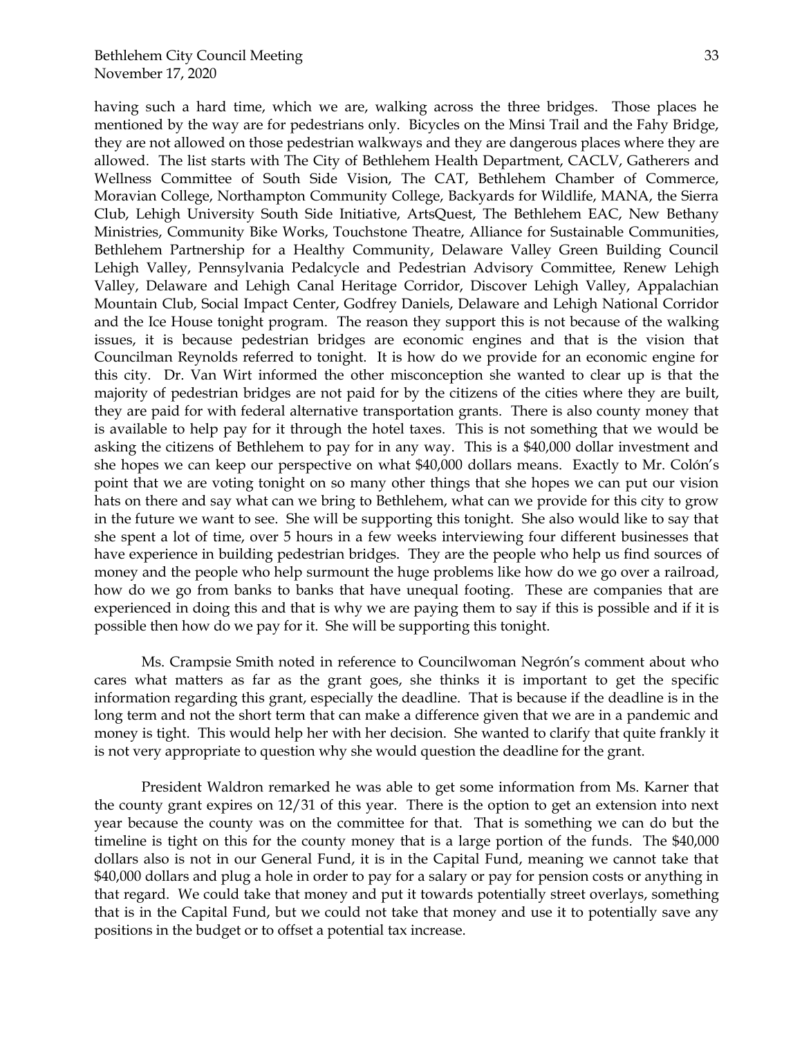having such a hard time, which we are, walking across the three bridges. Those places he mentioned by the way are for pedestrians only. Bicycles on the Minsi Trail and the Fahy Bridge, they are not allowed on those pedestrian walkways and they are dangerous places where they are allowed. The list starts with The City of Bethlehem Health Department, CACLV, Gatherers and Wellness Committee of South Side Vision, The CAT, Bethlehem Chamber of Commerce, Moravian College, Northampton Community College, Backyards for Wildlife, MANA, the Sierra Club, Lehigh University South Side Initiative, ArtsQuest, The Bethlehem EAC, New Bethany Ministries, Community Bike Works, Touchstone Theatre, Alliance for Sustainable Communities, Bethlehem Partnership for a Healthy Community, Delaware Valley Green Building Council Lehigh Valley, Pennsylvania Pedalcycle and Pedestrian Advisory Committee, Renew Lehigh Valley, Delaware and Lehigh Canal Heritage Corridor, Discover Lehigh Valley, Appalachian Mountain Club, Social Impact Center, Godfrey Daniels, Delaware and Lehigh National Corridor and the Ice House tonight program. The reason they support this is not because of the walking issues, it is because pedestrian bridges are economic engines and that is the vision that Councilman Reynolds referred to tonight. It is how do we provide for an economic engine for this city. Dr. Van Wirt informed the other misconception she wanted to clear up is that the majority of pedestrian bridges are not paid for by the citizens of the cities where they are built, they are paid for with federal alternative transportation grants. There is also county money that is available to help pay for it through the hotel taxes. This is not something that we would be asking the citizens of Bethlehem to pay for in any way. This is a $40,000 dollar investment and she hopes we can keep our perspective on what $40,000 dollars means. Exactly to Mr. Colón's point that we are voting tonight on so many other things that she hopes we can put our vision hats on there and say what can we bring to Bethlehem, what can we provide for this city to grow in the future we want to see. She will be supporting this tonight. She also would like to say that she spent a lot of time, over 5 hours in a few weeks interviewing four different businesses that have experience in building pedestrian bridges. They are the people who help us find sources of money and the people who help surmount the huge problems like how do we go over a railroad, how do we go from banks to banks that have unequal footing. These are companies that are experienced in doing this and that is why we are paying them to say if this is possible and if it is possible then how do we pay for it. She will be supporting this tonight.

Ms. Crampsie Smith noted in reference to Councilwoman Negrón's comment about who cares what matters as far as the grant goes, she thinks it is important to get the specific information regarding this grant, especially the deadline. That is because if the deadline is in the long term and not the short term that can make a difference given that we are in a pandemic and money is tight. This would help her with her decision. She wanted to clarify that quite frankly it is not very appropriate to question why she would question the deadline for the grant.

President Waldron remarked he was able to get some information from Ms. Karner that the county grant expires on 12/31 of this year. There is the option to get an extension into next year because the county was on the committee for that. That is something we can do but the timeline is tight on this for the county money that is a large portion of the funds. The $40,000 dollars also is not in our General Fund, it is in the Capital Fund, meaning we cannot take that $40,000 dollars and plug a hole in order to pay for a salary or pay for pension costs or anything in that regard. We could take that money and put it towards potentially street overlays, something that is in the Capital Fund, but we could not take that money and use it to potentially save any positions in the budget or to offset a potential tax increase.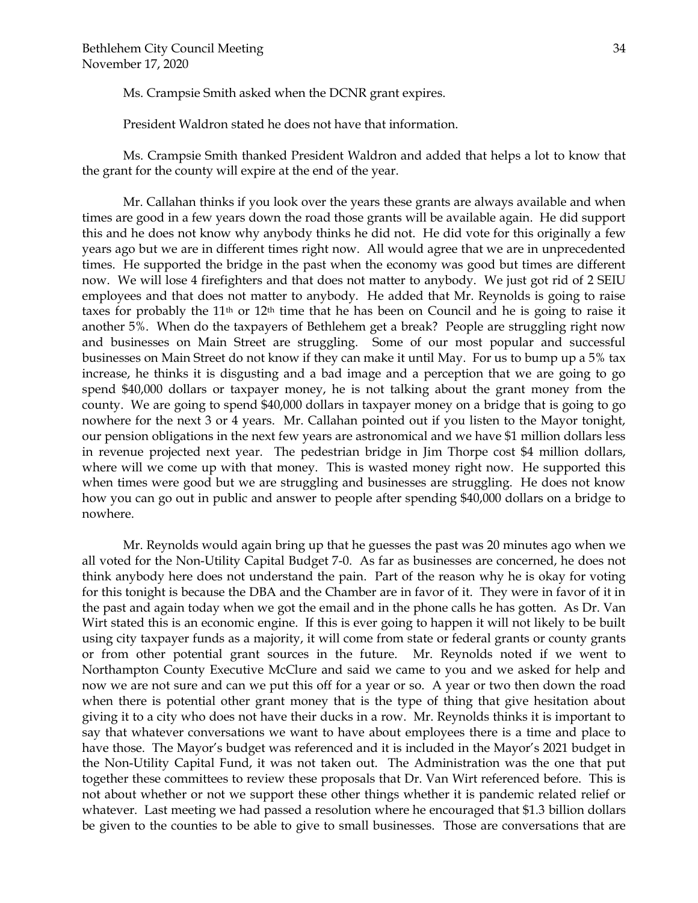Ms. Crampsie Smith asked when the DCNR grant expires.

President Waldron stated he does not have that information.

Ms. Crampsie Smith thanked President Waldron and added that helps a lot to know that the grant for the county will expire at the end of the year.

Mr. Callahan thinks if you look over the years these grants are always available and when times are good in a few years down the road those grants will be available again. He did support this and he does not know why anybody thinks he did not. He did vote for this originally a few years ago but we are in different times right now. All would agree that we are in unprecedented times. He supported the bridge in the past when the economy was good but times are different now. We will lose 4 firefighters and that does not matter to anybody. We just got rid of 2 SEIU employees and that does not matter to anybody. He added that Mr. Reynolds is going to raise taxes for probably the 11th or 12th time that he has been on Council and he is going to raise it another 5%. When do the taxpayers of Bethlehem get a break? People are struggling right now and businesses on Main Street are struggling. Some of our most popular and successful businesses on Main Street do not know if they can make it until May. For us to bump up a 5% tax increase, he thinks it is disgusting and a bad image and a perception that we are going to go spend $40,000 dollars or taxpayer money, he is not talking about the grant money from the county. We are going to spend $40,000 dollars in taxpayer money on a bridge that is going to go nowhere for the next 3 or 4 years. Mr. Callahan pointed out if you listen to the Mayor tonight, our pension obligations in the next few years are astronomical and we have $1 million dollars less in revenue projected next year. The pedestrian bridge in Jim Thorpe cost $4 million dollars, where will we come up with that money. This is wasted money right now. He supported this when times were good but we are struggling and businesses are struggling. He does not know how you can go out in public and answer to people after spending $40,000 dollars on a bridge to nowhere.

Mr. Reynolds would again bring up that he guesses the past was 20 minutes ago when we all voted for the Non-Utility Capital Budget 7-0. As far as businesses are concerned, he does not think anybody here does not understand the pain. Part of the reason why he is okay for voting for this tonight is because the DBA and the Chamber are in favor of it. They were in favor of it in the past and again today when we got the email and in the phone calls he has gotten. As Dr. Van Wirt stated this is an economic engine. If this is ever going to happen it will not likely to be built using city taxpayer funds as a majority, it will come from state or federal grants or county grants or from other potential grant sources in the future. Mr. Reynolds noted if we went to Northampton County Executive McClure and said we came to you and we asked for help and now we are not sure and can we put this off for a year or so. A year or two then down the road when there is potential other grant money that is the type of thing that give hesitation about giving it to a city who does not have their ducks in a row. Mr. Reynolds thinks it is important to say that whatever conversations we want to have about employees there is a time and place to have those. The Mayor's budget was referenced and it is included in the Mayor's 2021 budget in the Non-Utility Capital Fund, it was not taken out. The Administration was the one that put together these committees to review these proposals that Dr. Van Wirt referenced before. This is not about whether or not we support these other things whether it is pandemic related relief or whatever. Last meeting we had passed a resolution where he encouraged that $1.3 billion dollars be given to the counties to be able to give to small businesses. Those are conversations that are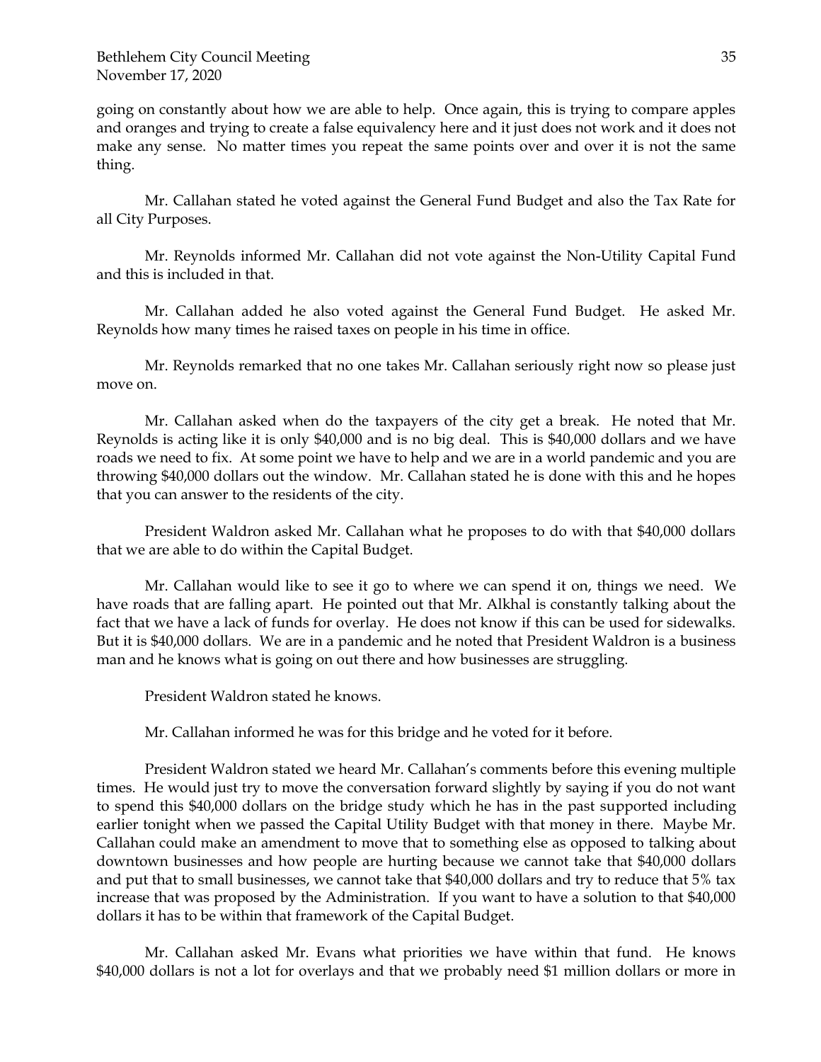going on constantly about how we are able to help. Once again, this is trying to compare apples and oranges and trying to create a false equivalency here and it just does not work and it does not make any sense. No matter times you repeat the same points over and over it is not the same thing.

Mr. Callahan stated he voted against the General Fund Budget and also the Tax Rate for all City Purposes.

Mr. Reynolds informed Mr. Callahan did not vote against the Non-Utility Capital Fund and this is included in that.

Mr. Callahan added he also voted against the General Fund Budget. He asked Mr. Reynolds how many times he raised taxes on people in his time in office.

Mr. Reynolds remarked that no one takes Mr. Callahan seriously right now so please just move on.

Mr. Callahan asked when do the taxpayers of the city get a break. He noted that Mr. Reynolds is acting like it is only $40,000 and is no big deal. This is $40,000 dollars and we have roads we need to fix. At some point we have to help and we are in a world pandemic and you are throwing $40,000 dollars out the window. Mr. Callahan stated he is done with this and he hopes that you can answer to the residents of the city.

President Waldron asked Mr. Callahan what he proposes to do with that $40,000 dollars that we are able to do within the Capital Budget.

Mr. Callahan would like to see it go to where we can spend it on, things we need. We have roads that are falling apart. He pointed out that Mr. Alkhal is constantly talking about the fact that we have a lack of funds for overlay. He does not know if this can be used for sidewalks. But it is $40,000 dollars. We are in a pandemic and he noted that President Waldron is a business man and he knows what is going on out there and how businesses are struggling.

President Waldron stated he knows.

Mr. Callahan informed he was for this bridge and he voted for it before.

President Waldron stated we heard Mr. Callahan's comments before this evening multiple times. He would just try to move the conversation forward slightly by saying if you do not want to spend this $40,000 dollars on the bridge study which he has in the past supported including earlier tonight when we passed the Capital Utility Budget with that money in there. Maybe Mr. Callahan could make an amendment to move that to something else as opposed to talking about downtown businesses and how people are hurting because we cannot take that $40,000 dollars and put that to small businesses, we cannot take that $40,000 dollars and try to reduce that 5% tax increase that was proposed by the Administration. If you want to have a solution to that $40,000 dollars it has to be within that framework of the Capital Budget.

Mr. Callahan asked Mr. Evans what priorities we have within that fund. He knows $40,000 dollars is not a lot for overlays and that we probably need $1 million dollars or more in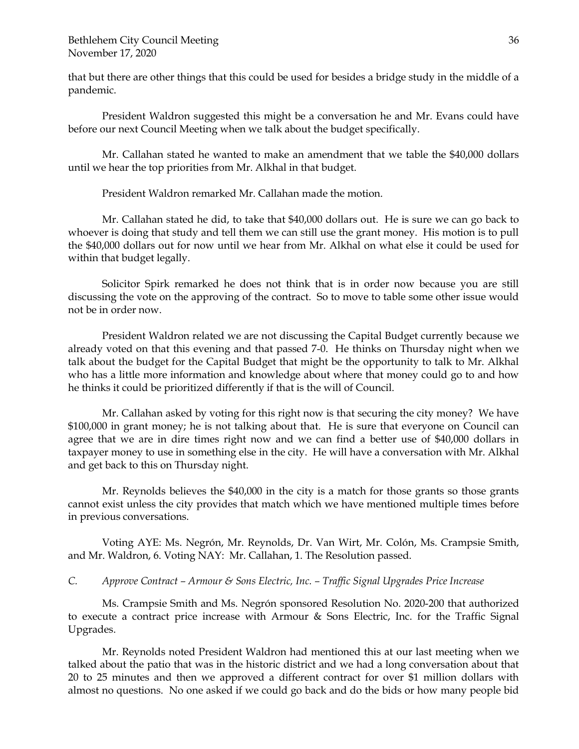that but there are other things that this could be used for besides a bridge study in the middle of a pandemic.

President Waldron suggested this might be a conversation he and Mr. Evans could have before our next Council Meeting when we talk about the budget specifically.

Mr. Callahan stated he wanted to make an amendment that we table the $40,000 dollars until we hear the top priorities from Mr. Alkhal in that budget.

President Waldron remarked Mr. Callahan made the motion.

Mr. Callahan stated he did, to take that $40,000 dollars out. He is sure we can go back to whoever is doing that study and tell them we can still use the grant money. His motion is to pull the $40,000 dollars out for now until we hear from Mr. Alkhal on what else it could be used for within that budget legally.

Solicitor Spirk remarked he does not think that is in order now because you are still discussing the vote on the approving of the contract. So to move to table some other issue would not be in order now.

President Waldron related we are not discussing the Capital Budget currently because we already voted on that this evening and that passed 7-0. He thinks on Thursday night when we talk about the budget for the Capital Budget that might be the opportunity to talk to Mr. Alkhal who has a little more information and knowledge about where that money could go to and how he thinks it could be prioritized differently if that is the will of Council.

Mr. Callahan asked by voting for this right now is that securing the city money? We have $100,000 in grant money; he is not talking about that. He is sure that everyone on Council can agree that we are in dire times right now and we can find a better use of $40,000 dollars in taxpayer money to use in something else in the city. He will have a conversation with Mr. Alkhal and get back to this on Thursday night.

Mr. Reynolds believes the $40,000 in the city is a match for those grants so those grants cannot exist unless the city provides that match which we have mentioned multiple times before in previous conversations.

Voting AYE: Ms. Negrón, Mr. Reynolds, Dr. Van Wirt, Mr. Colón, Ms. Crampsie Smith, and Mr. Waldron, 6. Voting NAY: Mr. Callahan, 1. The Resolution passed.

*C. Approve Contract – Armour & Sons Electric, Inc. – Traffic Signal Upgrades Price Increase*

Ms. Crampsie Smith and Ms. Negrón sponsored Resolution No. 2020-200 that authorized to execute a contract price increase with Armour & Sons Electric, Inc. for the Traffic Signal Upgrades.

Mr. Reynolds noted President Waldron had mentioned this at our last meeting when we talked about the patio that was in the historic district and we had a long conversation about that 20 to 25 minutes and then we approved a different contract for over $1 million dollars with almost no questions. No one asked if we could go back and do the bids or how many people bid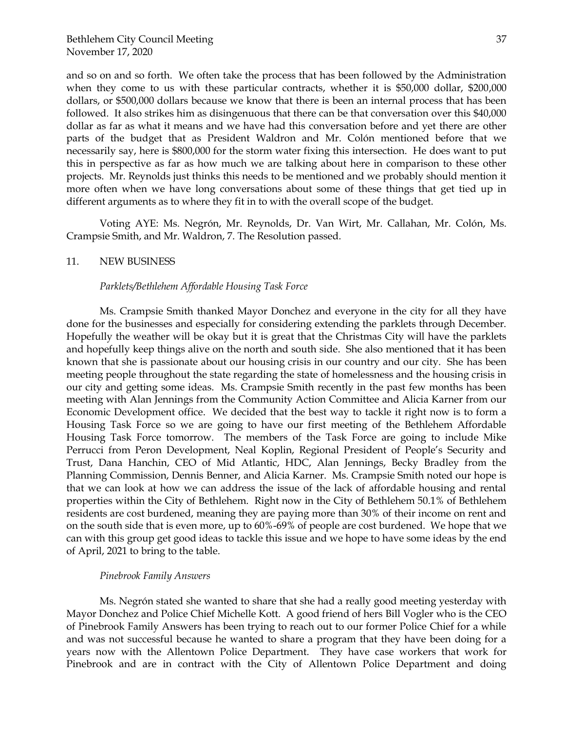and so on and so forth. We often take the process that has been followed by the Administration when they come to us with these particular contracts, whether it is $50,000 dollar, $200,000 dollars, or $500,000 dollars because we know that there is been an internal process that has been followed. It also strikes him as disingenuous that there can be that conversation over this $40,000 dollar as far as what it means and we have had this conversation before and yet there are other parts of the budget that as President Waldron and Mr. Colón mentioned before that we necessarily say, here is $800,000 for the storm water fixing this intersection. He does want to put this in perspective as far as how much we are talking about here in comparison to these other projects. Mr. Reynolds just thinks this needs to be mentioned and we probably should mention it more often when we have long conversations about some of these things that get tied up in different arguments as to where they fit in to with the overall scope of the budget.

Voting AYE: Ms. Negrón, Mr. Reynolds, Dr. Van Wirt, Mr. Callahan, Mr. Colón, Ms. Crampsie Smith, and Mr. Waldron, 7. The Resolution passed.

## 11. NEW BUSINESS

*Parklets/Bethlehem Affordable Housing Task Force*

Ms. Crampsie Smith thanked Mayor Donchez and everyone in the city for all they have done for the businesses and especially for considering extending the parklets through December. Hopefully the weather will be okay but it is great that the Christmas City will have the parklets and hopefully keep things alive on the north and south side. She also mentioned that it has been known that she is passionate about our housing crisis in our country and our city. She has been meeting people throughout the state regarding the state of homelessness and the housing crisis in our city and getting some ideas. Ms. Crampsie Smith recently in the past few months has been meeting with Alan Jennings from the Community Action Committee and Alicia Karner from our Economic Development office. We decided that the best way to tackle it right now is to form a Housing Task Force so we are going to have our first meeting of the Bethlehem Affordable Housing Task Force tomorrow. The members of the Task Force are going to include Mike Perrucci from Peron Development, Neal Koplin, Regional President of People's Security and Trust, Dana Hanchin, CEO of Mid Atlantic, HDC, Alan Jennings, Becky Bradley from the Planning Commission, Dennis Benner, and Alicia Karner. Ms. Crampsie Smith noted our hope is that we can look at how we can address the issue of the lack of affordable housing and rental properties within the City of Bethlehem. Right now in the City of Bethlehem 50.1% of Bethlehem residents are cost burdened, meaning they are paying more than 30% of their income on rent and on the south side that is even more, up to 60%-69% of people are cost burdened. We hope that we can with this group get good ideas to tackle this issue and we hope to have some ideas by the end of April, 2021 to bring to the table.

*Pinebrook Family Answers*

Ms. Negrón stated she wanted to share that she had a really good meeting yesterday with Mayor Donchez and Police Chief Michelle Kott. A good friend of hers Bill Vogler who is the CEO of Pinebrook Family Answers has been trying to reach out to our former Police Chief for a while and was not successful because he wanted to share a program that they have been doing for a years now with the Allentown Police Department. They have case workers that work for Pinebrook and are in contract with the City of Allentown Police Department and doing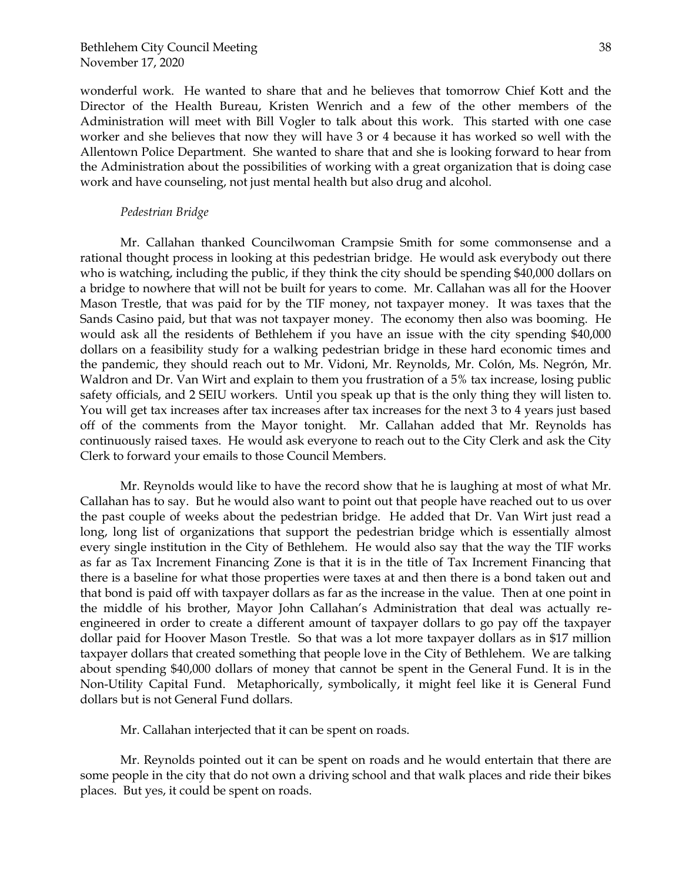wonderful work. He wanted to share that and he believes that tomorrow Chief Kott and the Director of the Health Bureau, Kristen Wenrich and a few of the other members of the Administration will meet with Bill Vogler to talk about this work. This started with one case worker and she believes that now they will have 3 or 4 because it has worked so well with the Allentown Police Department. She wanted to share that and she is looking forward to hear from the Administration about the possibilities of working with a great organization that is doing case work and have counseling, not just mental health but also drug and alcohol.

*Pedestrian Bridge*

Mr. Callahan thanked Councilwoman Crampsie Smith for some commonsense and a rational thought process in looking at this pedestrian bridge. He would ask everybody out there who is watching, including the public, if they think the city should be spending $40,000 dollars on a bridge to nowhere that will not be built for years to come. Mr. Callahan was all for the Hoover Mason Trestle, that was paid for by the TIF money, not taxpayer money. It was taxes that the Sands Casino paid, but that was not taxpayer money. The economy then also was booming. He would ask all the residents of Bethlehem if you have an issue with the city spending $40,000 dollars on a feasibility study for a walking pedestrian bridge in these hard economic times and the pandemic, they should reach out to Mr. Vidoni, Mr. Reynolds, Mr. Colón, Ms. Negrón, Mr. Waldron and Dr. Van Wirt and explain to them you frustration of a 5% tax increase, losing public safety officials, and 2 SEIU workers. Until you speak up that is the only thing they will listen to. You will get tax increases after tax increases after tax increases for the next 3 to 4 years just based off of the comments from the Mayor tonight. Mr. Callahan added that Mr. Reynolds has continuously raised taxes. He would ask everyone to reach out to the City Clerk and ask the City Clerk to forward your emails to those Council Members.

Mr. Reynolds would like to have the record show that he is laughing at most of what Mr. Callahan has to say. But he would also want to point out that people have reached out to us over the past couple of weeks about the pedestrian bridge. He added that Dr. Van Wirt just read a long, long list of organizations that support the pedestrian bridge which is essentially almost every single institution in the City of Bethlehem. He would also say that the way the TIF works as far as Tax Increment Financing Zone is that it is in the title of Tax Increment Financing that there is a baseline for what those properties were taxes at and then there is a bond taken out and that bond is paid off with taxpayer dollars as far as the increase in the value. Then at one point in the middle of his brother, Mayor John Callahan's Administration that deal was actually re-engineered in order to create a different amount of taxpayer dollars to go pay off the taxpayer dollar paid for Hoover Mason Trestle. So that was a lot more taxpayer dollars as in $17 million taxpayer dollars that created something that people love in the City of Bethlehem. We are talking about spending $40,000 dollars of money that cannot be spent in the General Fund. It is in the Non-Utility Capital Fund. Metaphorically, symbolically, it might feel like it is General Fund dollars but is not General Fund dollars.

Mr. Callahan interjected that it can be spent on roads.

Mr. Reynolds pointed out it can be spent on roads and he would entertain that there are some people in the city that do not own a driving school and that walk places and ride their bikes places. But yes, it could be spent on roads.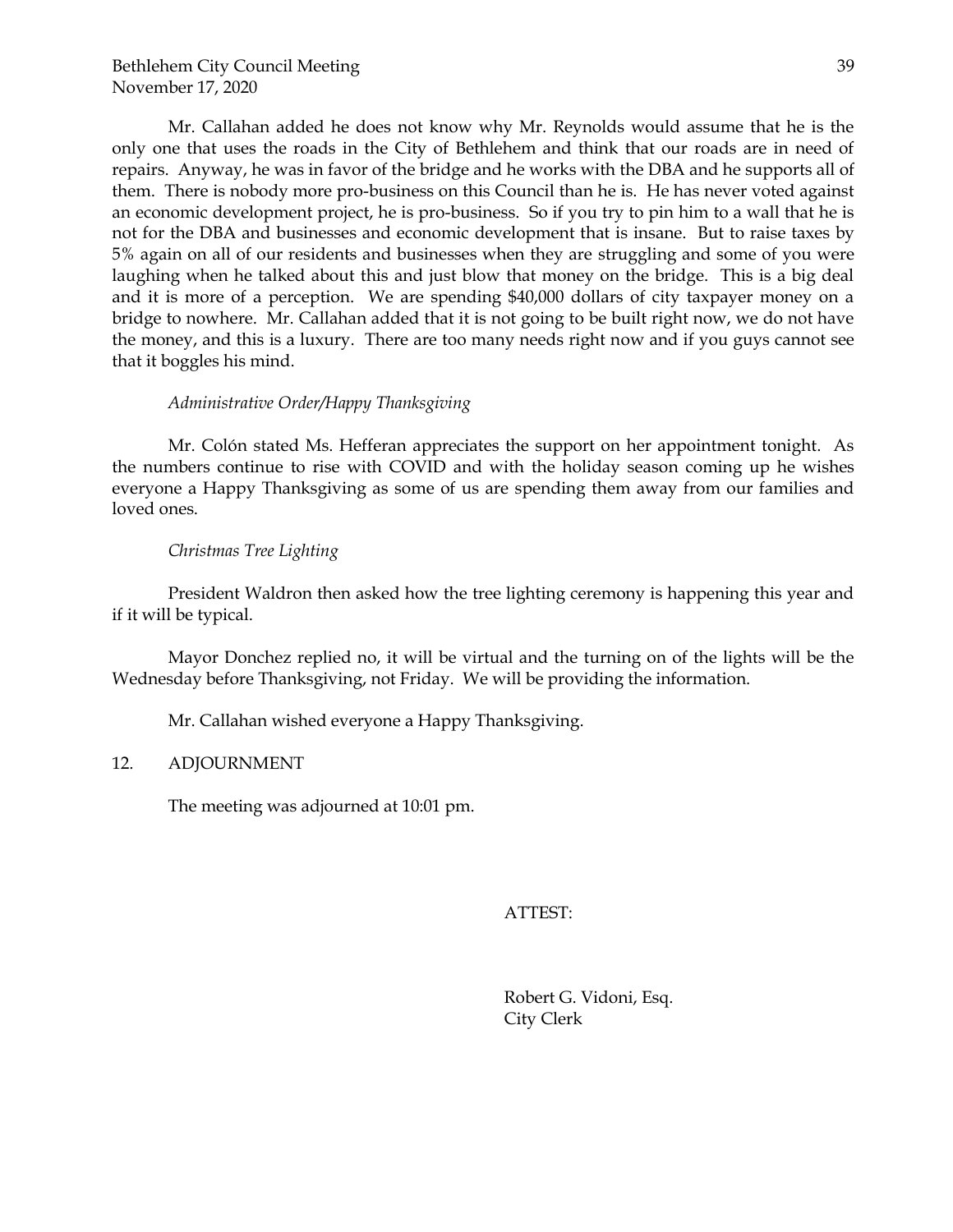Mr. Callahan added he does not know why Mr. Reynolds would assume that he is the only one that uses the roads in the City of Bethlehem and think that our roads are in need of repairs. Anyway, he was in favor of the bridge and he works with the DBA and he supports all of them. There is nobody more pro-business on this Council than he is. He has never voted against an economic development project, he is pro-business. So if you try to pin him to a wall that he is not for the DBA and businesses and economic development that is insane. But to raise taxes by 5% again on all of our residents and businesses when they are struggling and some of you were laughing when he talked about this and just blow that money on the bridge. This is a big deal and it is more of a perception. We are spending $40,000 dollars of city taxpayer money on a bridge to nowhere. Mr. Callahan added that it is not going to be built right now, we do not have the money, and this is a luxury. There are too many needs right now and if you guys cannot see that it boggles his mind.

*Administrative Order/Happy Thanksgiving*

Mr. Colón stated Ms. Hefferan appreciates the support on her appointment tonight. As the numbers continue to rise with COVID and with the holiday season coming up he wishes everyone a Happy Thanksgiving as some of us are spending them away from our families and loved ones.

*Christmas Tree Lighting*

President Waldron then asked how the tree lighting ceremony is happening this year and if it will be typical.

Mayor Donchez replied no, it will be virtual and the turning on of the lights will be the Wednesday before Thanksgiving, not Friday. We will be providing the information.

Mr. Callahan wished everyone a Happy Thanksgiving.

12. ADJOURNMENT

The meeting was adjourned at 10:01 pm.

ATTEST:

Robert G. Vidoni, Esq.
City Clerk